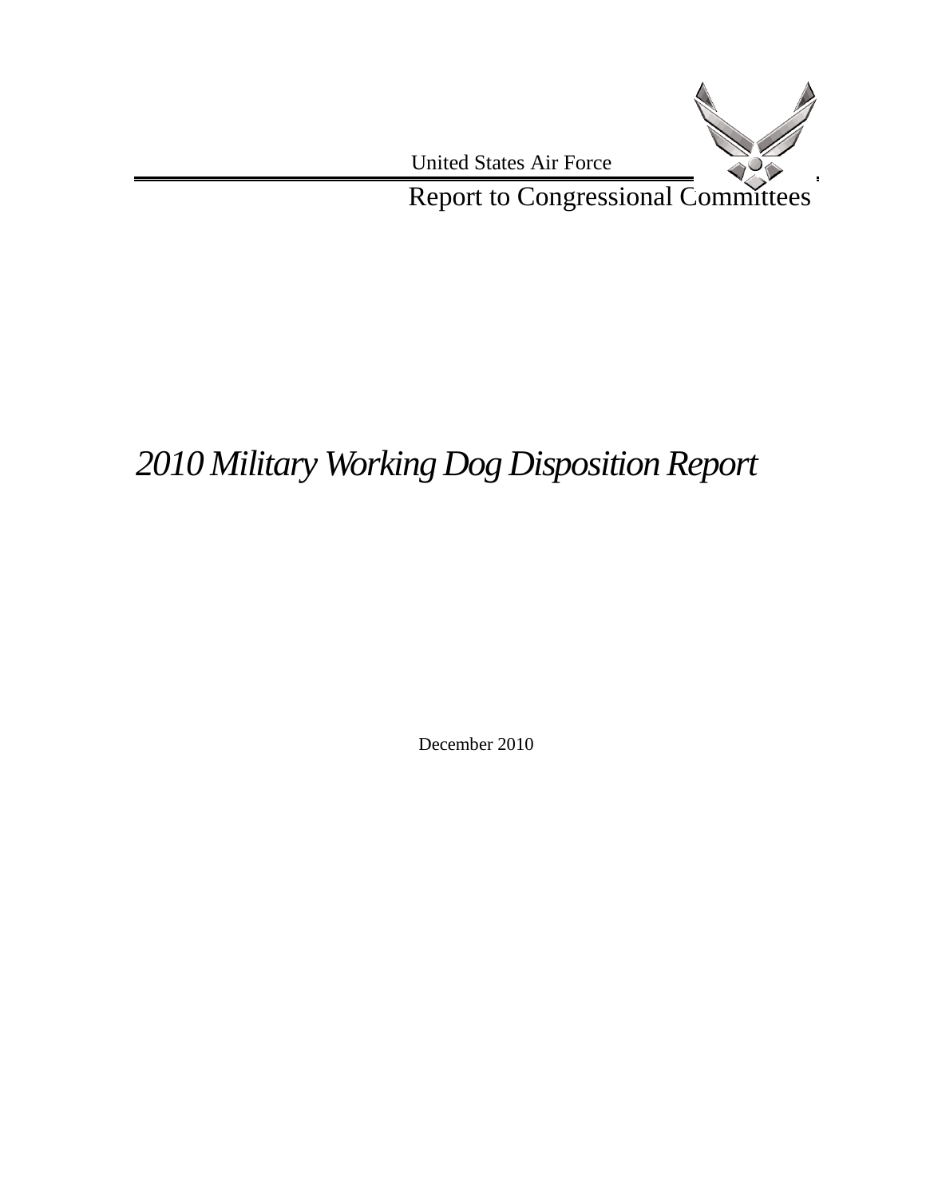United States Air Force

Report to Congressional Committees

# *2010 Military Working Dog Disposition Report*

December 2010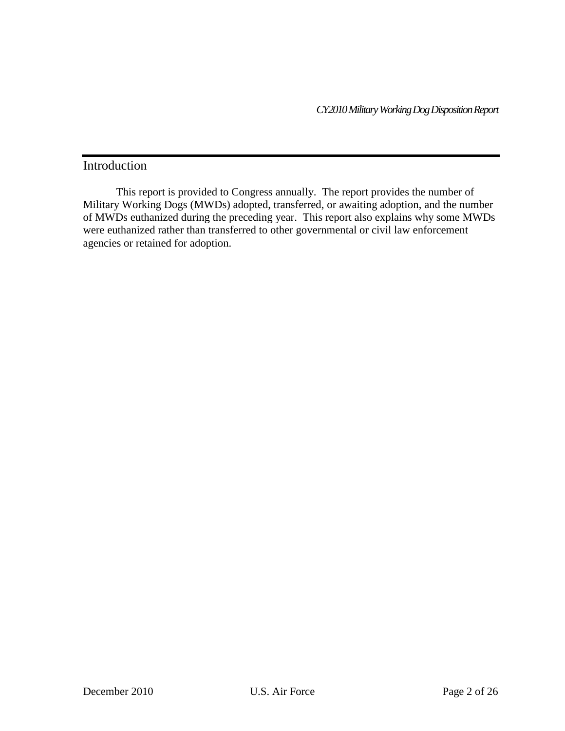## Introduction

This report is provided to Congress annually. The report provides the number of Military Working Dogs (MWDs) adopted, transferred, or awaiting adoption, and the number of MWDs euthanized during the preceding year. This report also explains why some MWDs were euthanized rather than transferred to other governmental or civil law enforcement agencies or retained for adoption.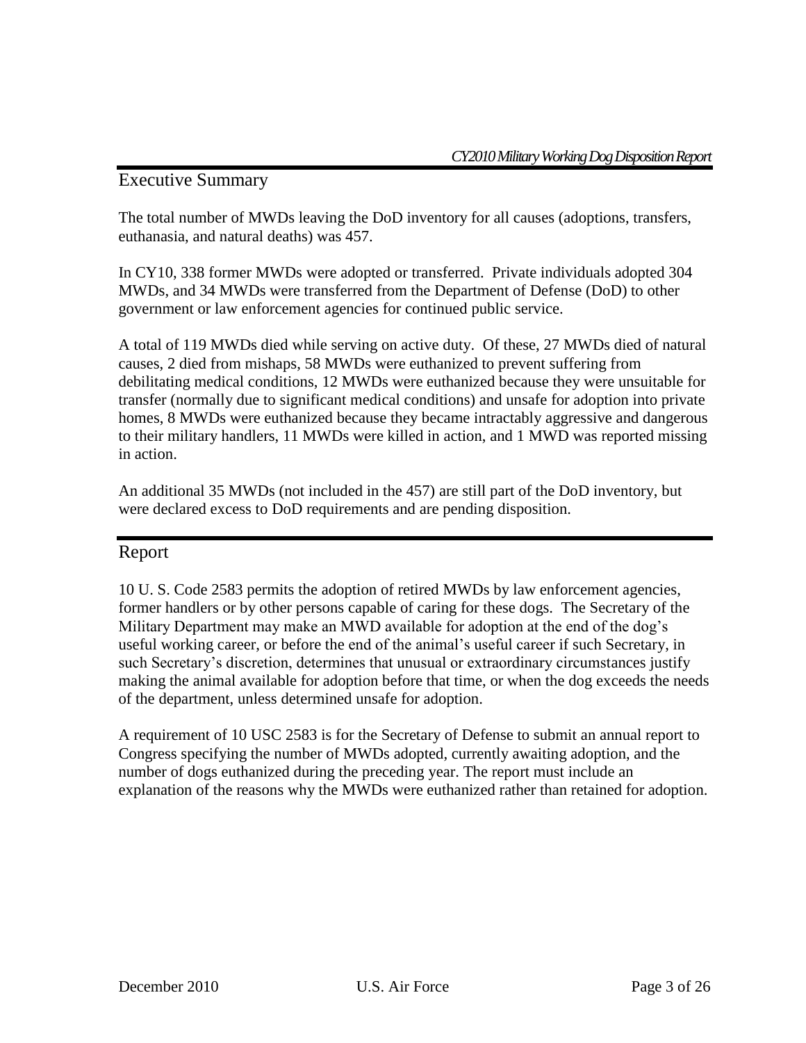## Executive Summary

The total number of MWDs leaving the DoD inventory for all causes (adoptions, transfers, euthanasia, and natural deaths) was 457.

In CY10, 338 former MWDs were adopted or transferred. Private individuals adopted 304 MWDs, and 34 MWDs were transferred from the Department of Defense (DoD) to other government or law enforcement agencies for continued public service.

A total of 119 MWDs died while serving on active duty. Of these, 27 MWDs died of natural causes, 2 died from mishaps, 58 MWDs were euthanized to prevent suffering from debilitating medical conditions, 12 MWDs were euthanized because they were unsuitable for transfer (normally due to significant medical conditions) and unsafe for adoption into private homes, 8 MWDs were euthanized because they became intractably aggressive and dangerous to their military handlers, 11 MWDs were killed in action, and 1 MWD was reported missing in action.

An additional 35 MWDs (not included in the 457) are still part of the DoD inventory, but were declared excess to DoD requirements and are pending disposition.

## Report

10 U. S. Code 2583 permits the adoption of retired MWDs by law enforcement agencies, former handlers or by other persons capable of caring for these dogs. The Secretary of the Military Department may make an MWD available for adoption at the end of the dog's useful working career, or before the end of the animal's useful career if such Secretary, in such Secretary's discretion, determines that unusual or extraordinary circumstances justify making the animal available for adoption before that time, or when the dog exceeds the needs of the department, unless determined unsafe for adoption.

A requirement of 10 USC 2583 is for the Secretary of Defense to submit an annual report to Congress specifying the number of MWDs adopted, currently awaiting adoption, and the number of dogs euthanized during the preceding year. The report must include an explanation of the reasons why the MWDs were euthanized rather than retained for adoption.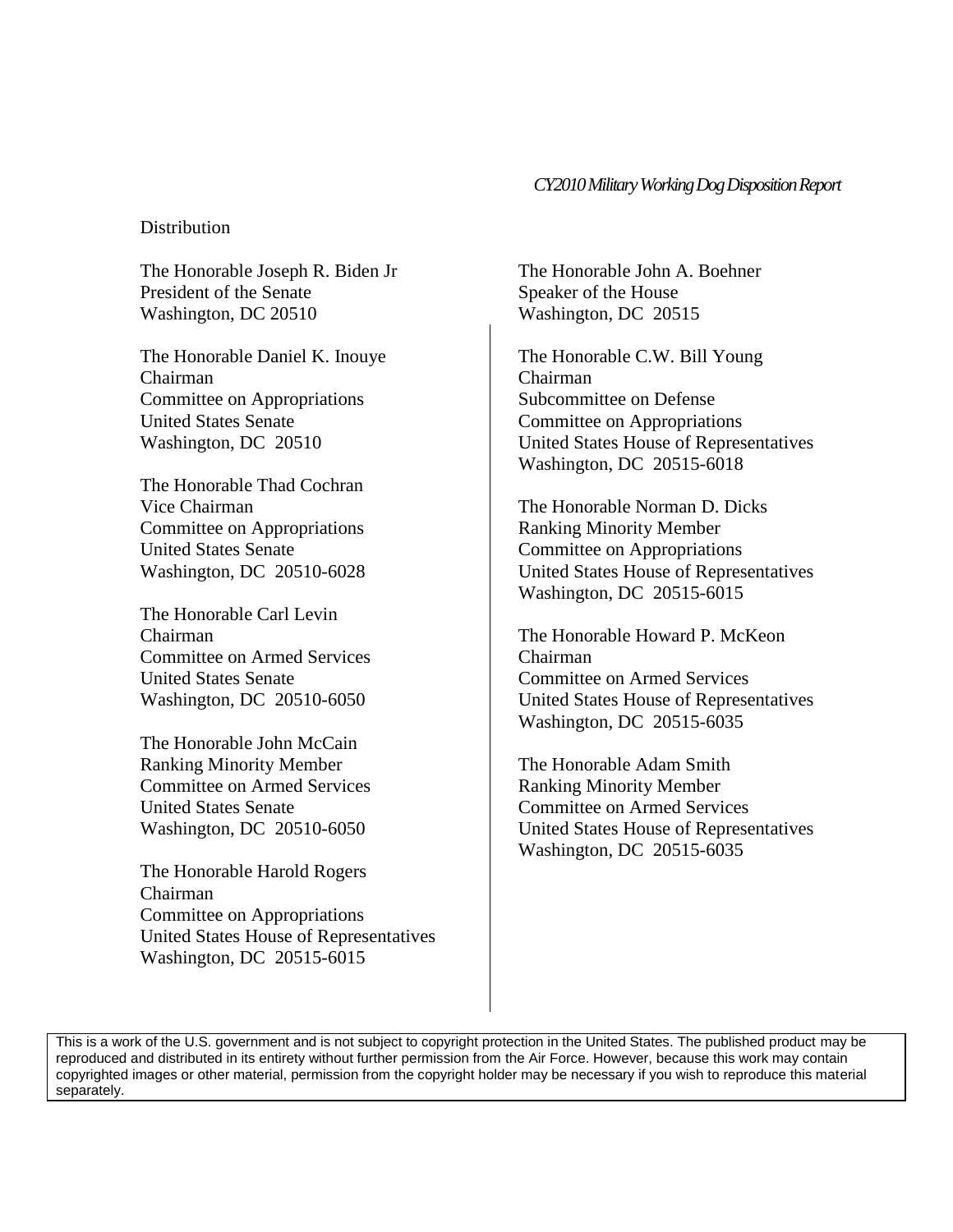Distribution

The Honorable Joseph R. Biden Jr
President of the Senate
Washington, DC 20510

The Honorable Daniel K. Inouye
Chairman
Committee on Appropriations
United States Senate
Washington, DC 20510

The Honorable Thad Cochran
Vice Chairman
Committee on Appropriations
United States Senate
Washington, DC 20510-6028

The Honorable Carl Levin
Chairman
Committee on Armed Services
United States Senate
Washington, DC 20510-6050

The Honorable John McCain
Ranking Minority Member
Committee on Armed Services
United States Senate
Washington, DC 20510-6050

The Honorable Harold Rogers
Chairman
Committee on Appropriations
United States House of Representatives
Washington, DC 20515-6015

The Honorable John A. Boehner
Speaker of the House
Washington, DC 20515

The Honorable C.W. Bill Young
Chairman
Subcommittee on Defense
Committee on Appropriations
United States House of Representatives
Washington, DC 20515-6018

The Honorable Norman D. Dicks
Ranking Minority Member
Committee on Appropriations
United States House of Representatives
Washington, DC 20515-6015

The Honorable Howard P. McKeon
Chairman
Committee on Armed Services
United States House of Representatives
Washington, DC 20515-6035

The Honorable Adam Smith
Ranking Minority Member
Committee on Armed Services
United States House of Representatives
Washington, DC 20515-6035

This is a work of the U.S. government and is not subject to copyright protection in the United States. The published product may be reproduced and distributed in its entirety without further permission from the Air Force. However, because this work may contain copyrighted images or other material, permission from the copyright holder may be necessary if you wish to reproduce this material separately.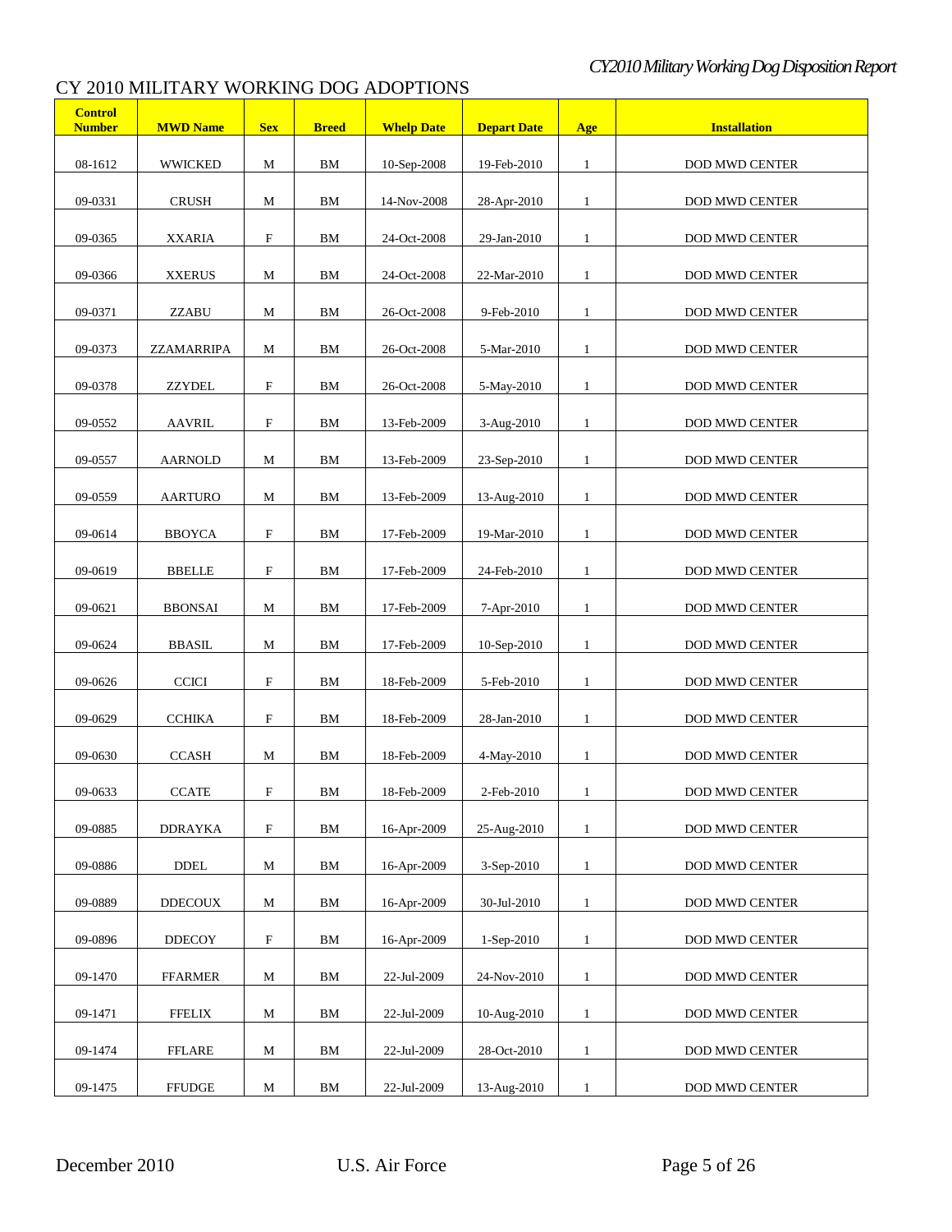# CY 2010 MILITARY WORKING DOG ADOPTIONS

| Control Number | MWD Name | Sex | Breed | Whelp Date | Depart Date | Age | Installation |
|---|---|---|---|---|---|---|---|
| 08-1612 | WWICKED | M | BM | 10-Sep-2008 | 19-Feb-2010 | 1 | DOD MWD CENTER |
| 09-0331 | CRUSH | M | BM | 14-Nov-2008 | 28-Apr-2010 | 1 | DOD MWD CENTER |
| 09-0365 | XXARIA | F | BM | 24-Oct-2008 | 29-Jan-2010 | 1 | DOD MWD CENTER |
| 09-0366 | XXERUS | M | BM | 24-Oct-2008 | 22-Mar-2010 | 1 | DOD MWD CENTER |
| 09-0371 | ZZABU | M | BM | 26-Oct-2008 | 9-Feb-2010 | 1 | DOD MWD CENTER |
| 09-0373 | ZZAMARRIPA | M | BM | 26-Oct-2008 | 5-Mar-2010 | 1 | DOD MWD CENTER |
| 09-0378 | ZZYDEL | F | BM | 26-Oct-2008 | 5-May-2010 | 1 | DOD MWD CENTER |
| 09-0552 | AAVRIL | F | BM | 13-Feb-2009 | 3-Aug-2010 | 1 | DOD MWD CENTER |
| 09-0557 | AARNOLD | M | BM | 13-Feb-2009 | 23-Sep-2010 | 1 | DOD MWD CENTER |
| 09-0559 | AARTURO | M | BM | 13-Feb-2009 | 13-Aug-2010 | 1 | DOD MWD CENTER |
| 09-0614 | BBOYCA | F | BM | 17-Feb-2009 | 19-Mar-2010 | 1 | DOD MWD CENTER |
| 09-0619 | BBELLE | F | BM | 17-Feb-2009 | 24-Feb-2010 | 1 | DOD MWD CENTER |
| 09-0621 | BBONSAI | M | BM | 17-Feb-2009 | 7-Apr-2010 | 1 | DOD MWD CENTER |
| 09-0624 | BBASIL | M | BM | 17-Feb-2009 | 10-Sep-2010 | 1 | DOD MWD CENTER |
| 09-0626 | CCICI | F | BM | 18-Feb-2009 | 5-Feb-2010 | 1 | DOD MWD CENTER |
| 09-0629 | CCHIKA | F | BM | 18-Feb-2009 | 28-Jan-2010 | 1 | DOD MWD CENTER |
| 09-0630 | CCASH | M | BM | 18-Feb-2009 | 4-May-2010 | 1 | DOD MWD CENTER |
| 09-0633 | CCATE | F | BM | 18-Feb-2009 | 2-Feb-2010 | 1 | DOD MWD CENTER |
| 09-0885 | DDRAYKA | F | BM | 16-Apr-2009 | 25-Aug-2010 | 1 | DOD MWD CENTER |
| 09-0886 | DDEL | M | BM | 16-Apr-2009 | 3-Sep-2010 | 1 | DOD MWD CENTER |
| 09-0889 | DDECOUX | M | BM | 16-Apr-2009 | 30-Jul-2010 | 1 | DOD MWD CENTER |
| 09-0896 | DDECOY | F | BM | 16-Apr-2009 | 1-Sep-2010 | 1 | DOD MWD CENTER |
| 09-1470 | FFARMER | M | BM | 22-Jul-2009 | 24-Nov-2010 | 1 | DOD MWD CENTER |
| 09-1471 | FFELIX | M | BM | 22-Jul-2009 | 10-Aug-2010 | 1 | DOD MWD CENTER |
| 09-1474 | FFLARE | M | BM | 22-Jul-2009 | 28-Oct-2010 | 1 | DOD MWD CENTER |
| 09-1475 | FFUDGE | M | BM | 22-Jul-2009 | 13-Aug-2010 | 1 | DOD MWD CENTER |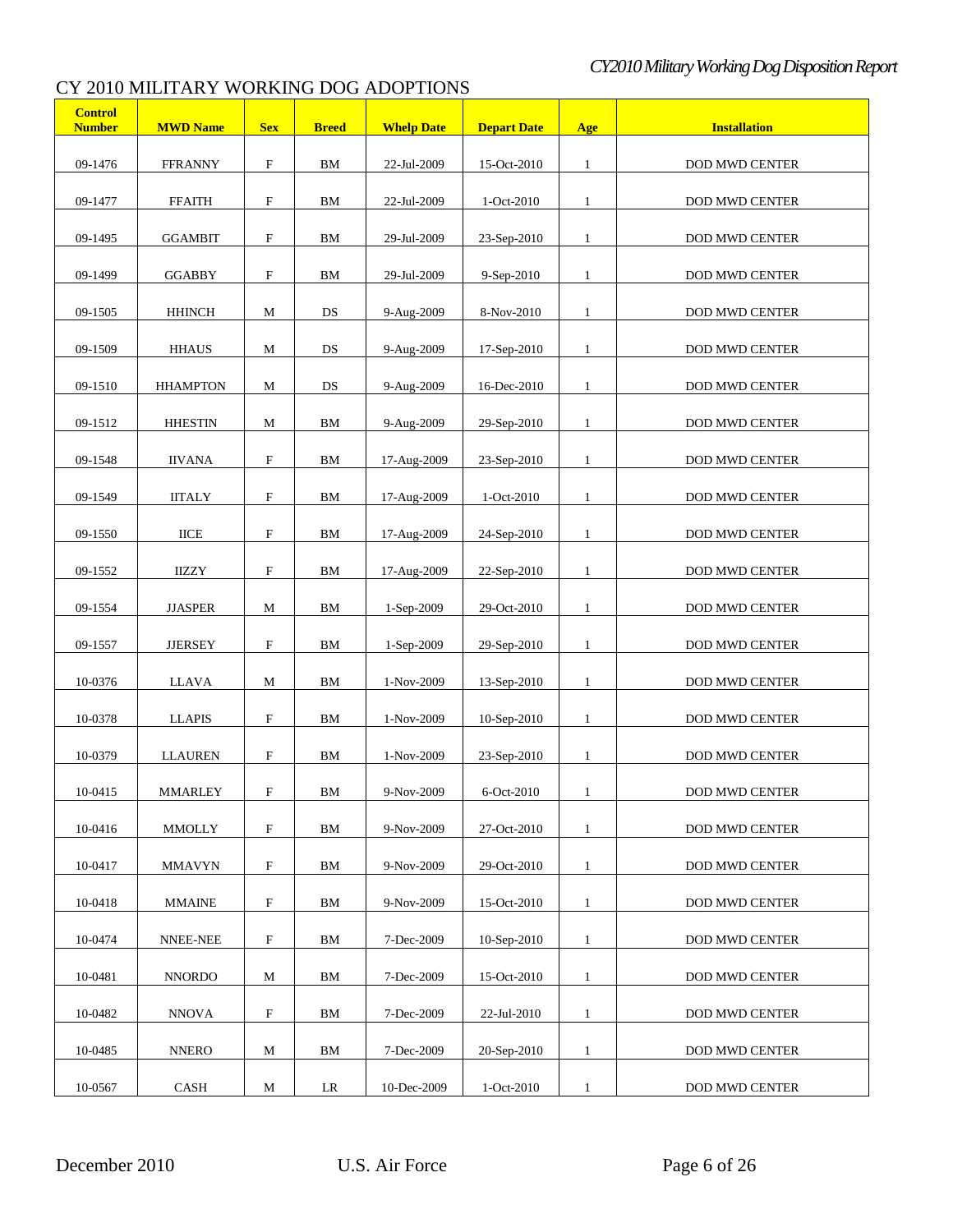# CY 2010 MILITARY WORKING DOG ADOPTIONS

| Control Number | MWD Name | Sex | Breed | Whelp Date | Depart Date | Age | Installation |
|---|---|---|---|---|---|---|---|
| 09-1476 | FFRANNY | F | BM | 22-Jul-2009 | 15-Oct-2010 | 1 | DOD MWD CENTER |
| 09-1477 | FFAITH | F | BM | 22-Jul-2009 | 1-Oct-2010 | 1 | DOD MWD CENTER |
| 09-1495 | GGAMBIT | F | BM | 29-Jul-2009 | 23-Sep-2010 | 1 | DOD MWD CENTER |
| 09-1499 | GGABBY | F | BM | 29-Jul-2009 | 9-Sep-2010 | 1 | DOD MWD CENTER |
| 09-1505 | HHINCH | M | DS | 9-Aug-2009 | 8-Nov-2010 | 1 | DOD MWD CENTER |
| 09-1509 | HHAUS | M | DS | 9-Aug-2009 | 17-Sep-2010 | 1 | DOD MWD CENTER |
| 09-1510 | HHAMPTON | M | DS | 9-Aug-2009 | 16-Dec-2010 | 1 | DOD MWD CENTER |
| 09-1512 | HHESTIN | M | BM | 9-Aug-2009 | 29-Sep-2010 | 1 | DOD MWD CENTER |
| 09-1548 | IIVANA | F | BM | 17-Aug-2009 | 23-Sep-2010 | 1 | DOD MWD CENTER |
| 09-1549 | IITALY | F | BM | 17-Aug-2009 | 1-Oct-2010 | 1 | DOD MWD CENTER |
| 09-1550 | IICE | F | BM | 17-Aug-2009 | 24-Sep-2010 | 1 | DOD MWD CENTER |
| 09-1552 | IIZZY | F | BM | 17-Aug-2009 | 22-Sep-2010 | 1 | DOD MWD CENTER |
| 09-1554 | JJASPER | M | BM | 1-Sep-2009 | 29-Oct-2010 | 1 | DOD MWD CENTER |
| 09-1557 | JJERSEY | F | BM | 1-Sep-2009 | 29-Sep-2010 | 1 | DOD MWD CENTER |
| 10-0376 | LLAVA | M | BM | 1-Nov-2009 | 13-Sep-2010 | 1 | DOD MWD CENTER |
| 10-0378 | LLAPIS | F | BM | 1-Nov-2009 | 10-Sep-2010 | 1 | DOD MWD CENTER |
| 10-0379 | LLAUREN | F | BM | 1-Nov-2009 | 23-Sep-2010 | 1 | DOD MWD CENTER |
| 10-0415 | MMARLEY | F | BM | 9-Nov-2009 | 6-Oct-2010 | 1 | DOD MWD CENTER |
| 10-0416 | MMOLLY | F | BM | 9-Nov-2009 | 27-Oct-2010 | 1 | DOD MWD CENTER |
| 10-0417 | MMAVYN | F | BM | 9-Nov-2009 | 29-Oct-2010 | 1 | DOD MWD CENTER |
| 10-0418 | MMAINE | F | BM | 9-Nov-2009 | 15-Oct-2010 | 1 | DOD MWD CENTER |
| 10-0474 | NNEE-NEE | F | BM | 7-Dec-2009 | 10-Sep-2010 | 1 | DOD MWD CENTER |
| 10-0481 | NNORDO | M | BM | 7-Dec-2009 | 15-Oct-2010 | 1 | DOD MWD CENTER |
| 10-0482 | NNOVA | F | BM | 7-Dec-2009 | 22-Jul-2010 | 1 | DOD MWD CENTER |
| 10-0485 | NNERO | M | BM | 7-Dec-2009 | 20-Sep-2010 | 1 | DOD MWD CENTER |
| 10-0567 | CASH | M | LR | 10-Dec-2009 | 1-Oct-2010 | 1 | DOD MWD CENTER |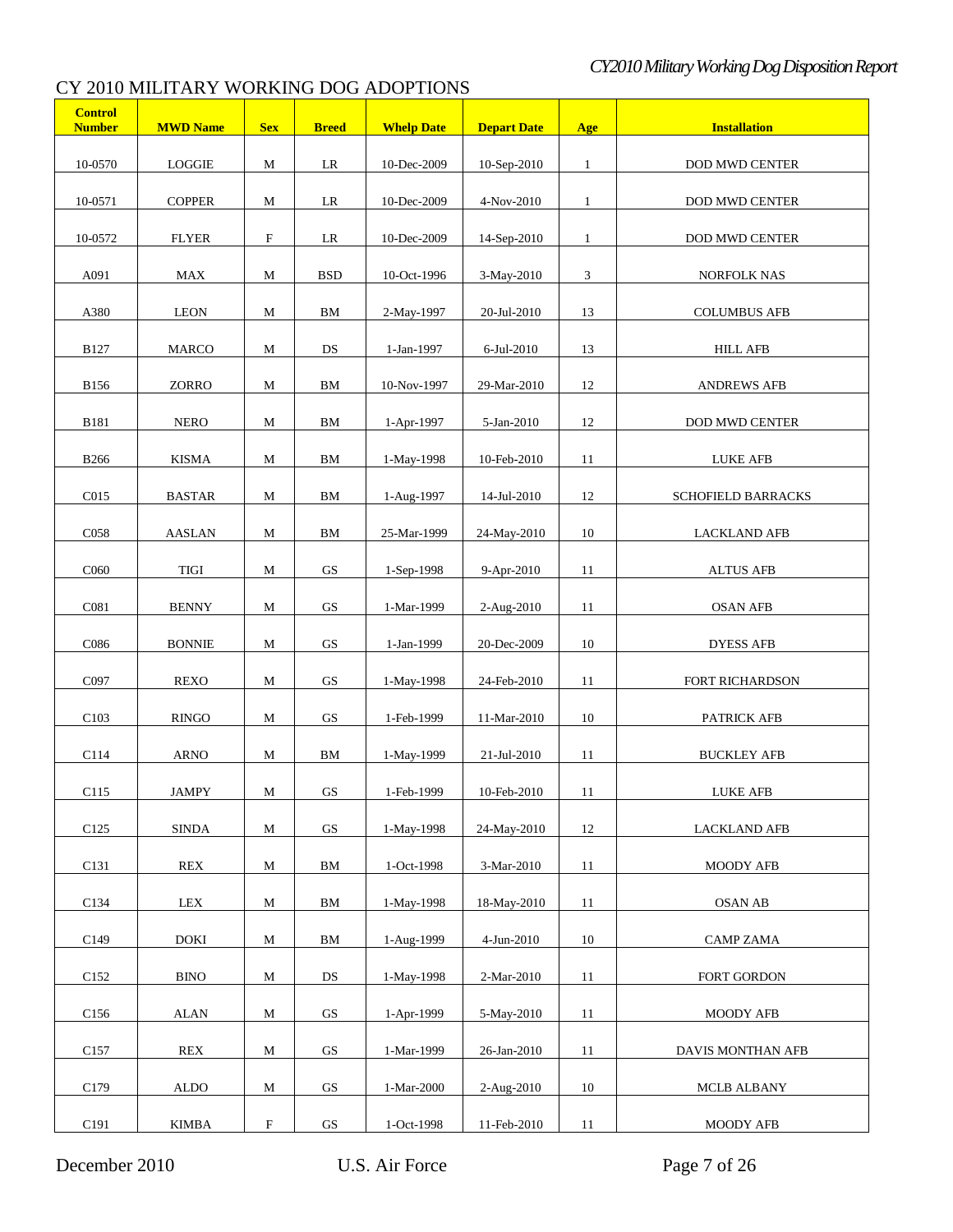# CY 2010 MILITARY WORKING DOG ADOPTIONS

| Control Number | MWD Name | Sex | Breed | Whelp Date | Depart Date | Age | Installation |
|---|---|---|---|---|---|---|---|
| 10-0570 | LOGGIE | M | LR | 10-Dec-2009 | 10-Sep-2010 | 1 | DOD MWD CENTER |
| 10-0571 | COPPER | M | LR | 10-Dec-2009 | 4-Nov-2010 | 1 | DOD MWD CENTER |
| 10-0572 | FLYER | F | LR | 10-Dec-2009 | 14-Sep-2010 | 1 | DOD MWD CENTER |
| A091 | MAX | M | BSD | 10-Oct-1996 | 3-May-2010 | 3 | NORFOLK NAS |
| A380 | LEON | M | BM | 2-May-1997 | 20-Jul-2010 | 13 | COLUMBUS AFB |
| B127 | MARCO | M | DS | 1-Jan-1997 | 6-Jul-2010 | 13 | HILL AFB |
| B156 | ZORRO | M | BM | 10-Nov-1997 | 29-Mar-2010 | 12 | ANDREWS AFB |
| B181 | NERO | M | BM | 1-Apr-1997 | 5-Jan-2010 | 12 | DOD MWD CENTER |
| B266 | KISMA | M | BM | 1-May-1998 | 10-Feb-2010 | 11 | LUKE AFB |
| C015 | BASTAR | M | BM | 1-Aug-1997 | 14-Jul-2010 | 12 | SCHOFIELD BARRACKS |
| C058 | AASLAN | M | BM | 25-Mar-1999 | 24-May-2010 | 10 | LACKLAND AFB |
| C060 | TIGI | M | GS | 1-Sep-1998 | 9-Apr-2010 | 11 | ALTUS AFB |
| C081 | BENNY | M | GS | 1-Mar-1999 | 2-Aug-2010 | 11 | OSAN AFB |
| C086 | BONNIE | M | GS | 1-Jan-1999 | 20-Dec-2009 | 10 | DYESS AFB |
| C097 | REXO | M | GS | 1-May-1998 | 24-Feb-2010 | 11 | FORT RICHARDSON |
| C103 | RINGO | M | GS | 1-Feb-1999 | 11-Mar-2010 | 10 | PATRICK AFB |
| C114 | ARNO | M | BM | 1-May-1999 | 21-Jul-2010 | 11 | BUCKLEY AFB |
| C115 | JAMPY | M | GS | 1-Feb-1999 | 10-Feb-2010 | 11 | LUKE AFB |
| C125 | SINDA | M | GS | 1-May-1998 | 24-May-2010 | 12 | LACKLAND AFB |
| C131 | REX | M | BM | 1-Oct-1998 | 3-Mar-2010 | 11 | MOODY AFB |
| C134 | LEX | M | BM | 1-May-1998 | 18-May-2010 | 11 | OSAN AB |
| C149 | DOKI | M | BM | 1-Aug-1999 | 4-Jun-2010 | 10 | CAMP ZAMA |
| C152 | BINO | M | DS | 1-May-1998 | 2-Mar-2010 | 11 | FORT GORDON |
| C156 | ALAN | M | GS | 1-Apr-1999 | 5-May-2010 | 11 | MOODY AFB |
| C157 | REX | M | GS | 1-Mar-1999 | 26-Jan-2010 | 11 | DAVIS MONTHAN AFB |
| C179 | ALDO | M | GS | 1-Mar-2000 | 2-Aug-2010 | 10 | MCLB ALBANY |
| C191 | KIMBA | F | GS | 1-Oct-1998 | 11-Feb-2010 | 11 | MOODY AFB |

December 2010 U.S. Air Force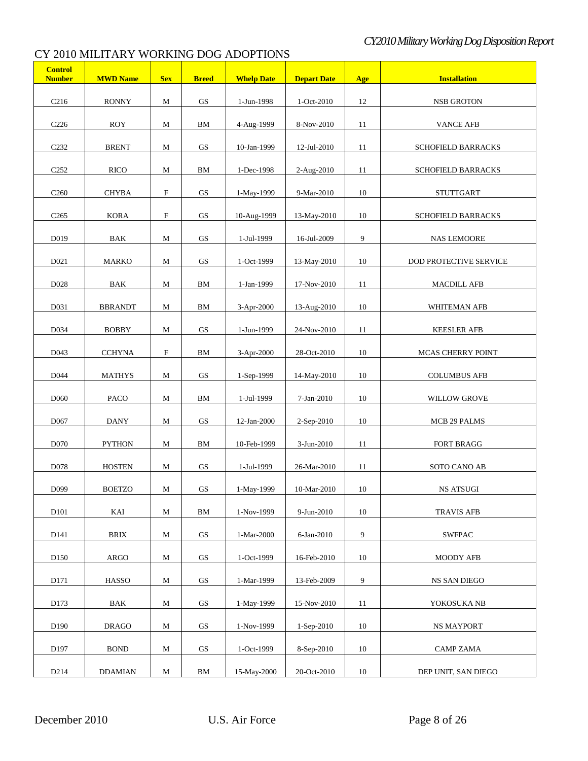## CY 2010 MILITARY WORKING DOG ADOPTIONS

| Control Number | MWD Name | Sex | Breed | Whelp Date | Depart Date | Age | Installation |
|---|---|---|---|---|---|---|---|
| C216 | RONNY | M | GS | 1-Jun-1998 | 1-Oct-2010 | 12 | NSB GROTON |
| C226 | ROY | M | BM | 4-Aug-1999 | 8-Nov-2010 | 11 | VANCE AFB |
| C232 | BRENT | M | GS | 10-Jan-1999 | 12-Jul-2010 | 11 | SCHOFIELD BARRACKS |
| C252 | RICO | M | BM | 1-Dec-1998 | 2-Aug-2010 | 11 | SCHOFIELD BARRACKS |
| C260 | CHYBA | F | GS | 1-May-1999 | 9-Mar-2010 | 10 | STUTTGART |
| C265 | KORA | F | GS | 10-Aug-1999 | 13-May-2010 | 10 | SCHOFIELD BARRACKS |
| D019 | BAK | M | GS | 1-Jul-1999 | 16-Jul-2009 | 9 | NAS LEMOORE |
| D021 | MARKO | M | GS | 1-Oct-1999 | 13-May-2010 | 10 | DOD PROTECTIVE SERVICE |
| D028 | BAK | M | BM | 1-Jan-1999 | 17-Nov-2010 | 11 | MACDILL AFB |
| D031 | BBRANDT | M | BM | 3-Apr-2000 | 13-Aug-2010 | 10 | WHITEMAN AFB |
| D034 | BOBBY | M | GS | 1-Jun-1999 | 24-Nov-2010 | 11 | KEESLER AFB |
| D043 | CCHYNA | F | BM | 3-Apr-2000 | 28-Oct-2010 | 10 | MCAS CHERRY POINT |
| D044 | MATHYS | M | GS | 1-Sep-1999 | 14-May-2010 | 10 | COLUMBUS AFB |
| D060 | PACO | M | BM | 1-Jul-1999 | 7-Jan-2010 | 10 | WILLOW GROVE |
| D067 | DANY | M | GS | 12-Jan-2000 | 2-Sep-2010 | 10 | MCB 29 PALMS |
| D070 | PYTHON | M | BM | 10-Feb-1999 | 3-Jun-2010 | 11 | FORT BRAGG |
| D078 | HOSTEN | M | GS | 1-Jul-1999 | 26-Mar-2010 | 11 | SOTO CANO AB |
| D099 | BOETZO | M | GS | 1-May-1999 | 10-Mar-2010 | 10 | NS ATSUGI |
| D101 | KAI | M | BM | 1-Nov-1999 | 9-Jun-2010 | 10 | TRAVIS AFB |
| D141 | BRIX | M | GS | 1-Mar-2000 | 6-Jan-2010 | 9 | SWFPAC |
| D150 | ARGO | M | GS | 1-Oct-1999 | 16-Feb-2010 | 10 | MOODY AFB |
| D171 | HASSO | M | GS | 1-Mar-1999 | 13-Feb-2009 | 9 | NS SAN DIEGO |
| D173 | BAK | M | GS | 1-May-1999 | 15-Nov-2010 | 11 | YOKOSUKA NB |
| D190 | DRAGO | M | GS | 1-Nov-1999 | 1-Sep-2010 | 10 | NS MAYPORT |
| D197 | BOND | M | GS | 1-Oct-1999 | 8-Sep-2010 | 10 | CAMP ZAMA |
| D214 | DDAMIAN | M | BM | 15-May-2000 | 20-Oct-2010 | 10 | DEP UNIT, SAN DIEGO |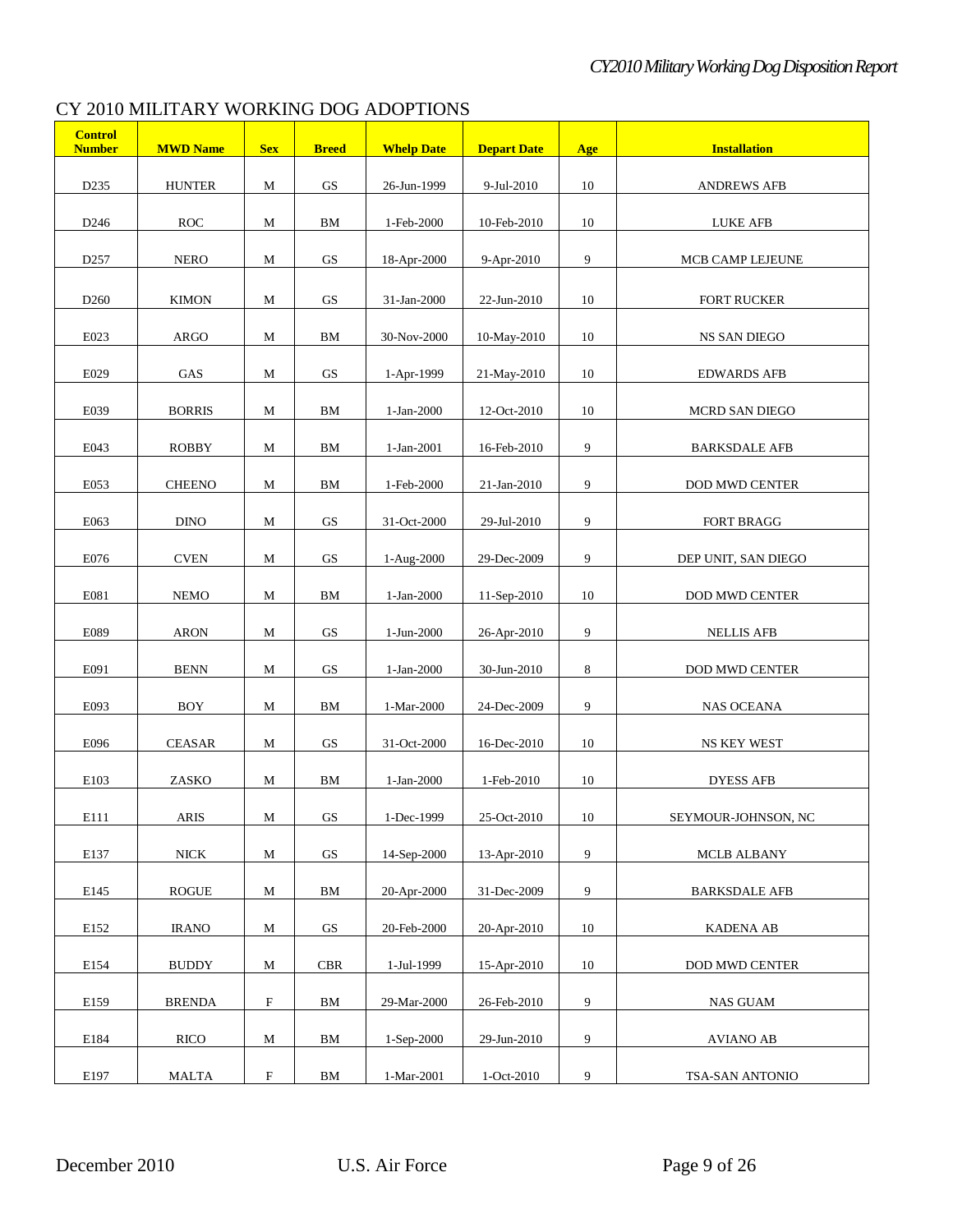# CY 2010 MILITARY WORKING DOG ADOPTIONS

| Control Number | MWD Name | Sex | Breed | Whelp Date | Depart Date | Age | Installation |
|---|---|---|---|---|---|---|---|
| D235 | HUNTER | M | GS | 26-Jun-1999 | 9-Jul-2010 | 10 | ANDREWS AFB |
| D246 | ROC | M | BM | 1-Feb-2000 | 10-Feb-2010 | 10 | LUKE AFB |
| D257 | NERO | M | GS | 18-Apr-2000 | 9-Apr-2010 | 9 | MCB CAMP LEJEUNE |
| D260 | KIMON | M | GS | 31-Jan-2000 | 22-Jun-2010 | 10 | FORT RUCKER |
| E023 | ARGO | M | BM | 30-Nov-2000 | 10-May-2010 | 10 | NS SAN DIEGO |
| E029 | GAS | M | GS | 1-Apr-1999 | 21-May-2010 | 10 | EDWARDS AFB |
| E039 | BORRIS | M | BM | 1-Jan-2000 | 12-Oct-2010 | 10 | MCRD SAN DIEGO |
| E043 | ROBBY | M | BM | 1-Jan-2001 | 16-Feb-2010 | 9 | BARKSDALE AFB |
| E053 | CHEENO | M | BM | 1-Feb-2000 | 21-Jan-2010 | 9 | DOD MWD CENTER |
| E063 | DINO | M | GS | 31-Oct-2000 | 29-Jul-2010 | 9 | FORT BRAGG |
| E076 | CVEN | M | GS | 1-Aug-2000 | 29-Dec-2009 | 9 | DEP UNIT, SAN DIEGO |
| E081 | NEMO | M | BM | 1-Jan-2000 | 11-Sep-2010 | 10 | DOD MWD CENTER |
| E089 | ARON | M | GS | 1-Jun-2000 | 26-Apr-2010 | 9 | NELLIS AFB |
| E091 | BENN | M | GS | 1-Jan-2000 | 30-Jun-2010 | 8 | DOD MWD CENTER |
| E093 | BOY | M | BM | 1-Mar-2000 | 24-Dec-2009 | 9 | NAS OCEANA |
| E096 | CEASAR | M | GS | 31-Oct-2000 | 16-Dec-2010 | 10 | NS KEY WEST |
| E103 | ZASKO | M | BM | 1-Jan-2000 | 1-Feb-2010 | 10 | DYESS AFB |
| E111 | ARIS | M | GS | 1-Dec-1999 | 25-Oct-2010 | 10 | SEYMOUR-JOHNSON, NC |
| E137 | NICK | M | GS | 14-Sep-2000 | 13-Apr-2010 | 9 | MCLB ALBANY |
| E145 | ROGUE | M | BM | 20-Apr-2000 | 31-Dec-2009 | 9 | BARKSDALE AFB |
| E152 | IRANO | M | GS | 20-Feb-2000 | 20-Apr-2010 | 10 | KADENA AB |
| E154 | BUDDY | M | CBR | 1-Jul-1999 | 15-Apr-2010 | 10 | DOD MWD CENTER |
| E159 | BRENDA | F | BM | 29-Mar-2000 | 26-Feb-2010 | 9 | NAS GUAM |
| E184 | RICO | M | BM | 1-Sep-2000 | 29-Jun-2010 | 9 | AVIANO AB |
| E197 | MALTA | F | BM | 1-Mar-2001 | 1-Oct-2010 | 9 | TSA-SAN ANTONIO |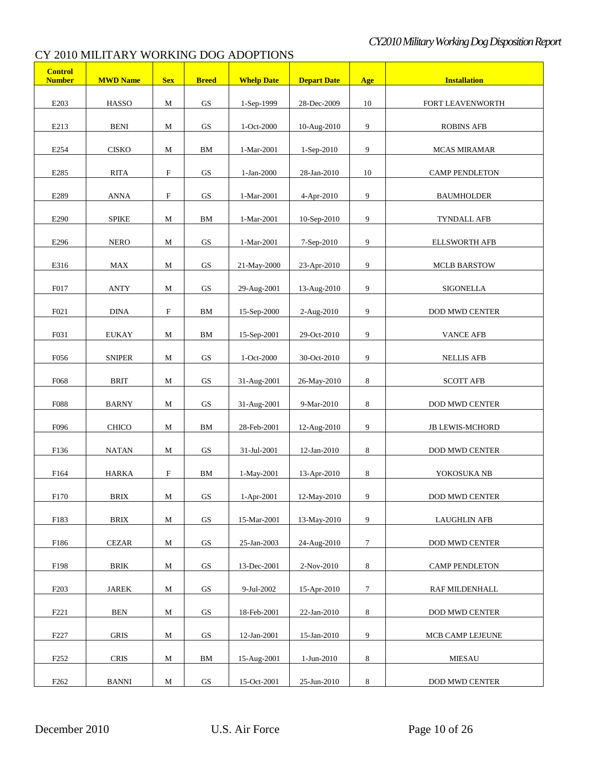## CY 2010 MILITARY WORKING DOG ADOPTIONS

| Control Number | MWD Name | Sex | Breed | Whelp Date | Depart Date | Age | Installation |
|---|---|---|---|---|---|---|---|
| E203 | HASSO | M | GS | 1-Sep-1999 | 28-Dec-2009 | 10 | FORT LEAVENWORTH |
| E213 | BENI | M | GS | 1-Oct-2000 | 10-Aug-2010 | 9 | ROBINS AFB |
| E254 | CISKO | M | BM | 1-Mar-2001 | 1-Sep-2010 | 9 | MCAS MIRAMAR |
| E285 | RITA | F | GS | 1-Jan-2000 | 28-Jan-2010 | 10 | CAMP PENDLETON |
| E289 | ANNA | F | GS | 1-Mar-2001 | 4-Apr-2010 | 9 | BAUMHOLDER |
| E290 | SPIKE | M | BM | 1-Mar-2001 | 10-Sep-2010 | 9 | TYNDALL AFB |
| E296 | NERO | M | GS | 1-Mar-2001 | 7-Sep-2010 | 9 | ELLSWORTH AFB |
| E316 | MAX | M | GS | 21-May-2000 | 23-Apr-2010 | 9 | MCLB BARSTOW |
| F017 | ANTY | M | GS | 29-Aug-2001 | 13-Aug-2010 | 9 | SIGONELLA |
| F021 | DINA | F | BM | 15-Sep-2000 | 2-Aug-2010 | 9 | DOD MWD CENTER |
| F031 | EUKAY | M | BM | 15-Sep-2001 | 29-Oct-2010 | 9 | VANCE AFB |
| F056 | SNIPER | M | GS | 1-Oct-2000 | 30-Oct-2010 | 9 | NELLIS AFB |
| F068 | BRIT | M | GS | 31-Aug-2001 | 26-May-2010 | 8 | SCOTT AFB |
| F088 | BARNY | M | GS | 31-Aug-2001 | 9-Mar-2010 | 8 | DOD MWD CENTER |
| F096 | CHICO | M | BM | 28-Feb-2001 | 12-Aug-2010 | 9 | JB LEWIS-MCHORD |
| F136 | NATAN | M | GS | 31-Jul-2001 | 12-Jan-2010 | 8 | DOD MWD CENTER |
| F164 | HARKA | F | BM | 1-May-2001 | 13-Apr-2010 | 8 | YOKOSUKA NB |
| F170 | BRIX | M | GS | 1-Apr-2001 | 12-May-2010 | 9 | DOD MWD CENTER |
| F183 | BRIX | M | GS | 15-Mar-2001 | 13-May-2010 | 9 | LAUGHLIN AFB |
| F186 | CEZAR | M | GS | 25-Jan-2003 | 24-Aug-2010 | 7 | DOD MWD CENTER |
| F198 | BRIK | M | GS | 13-Dec-2001 | 2-Nov-2010 | 8 | CAMP PENDLETON |
| F203 | JAREK | M | GS | 9-Jul-2002 | 15-Apr-2010 | 7 | RAF MILDENHALL |
| F221 | BEN | M | GS | 18-Feb-2001 | 22-Jan-2010 | 8 | DOD MWD CENTER |
| F227 | GRIS | M | GS | 12-Jan-2001 | 15-Jan-2010 | 9 | MCB CAMP LEJEUNE |
| F252 | CRIS | M | BM | 15-Aug-2001 | 1-Jun-2010 | 8 | MIESAU |
| F262 | BANNI | M | GS | 15-Oct-2001 | 25-Jun-2010 | 8 | DOD MWD CENTER |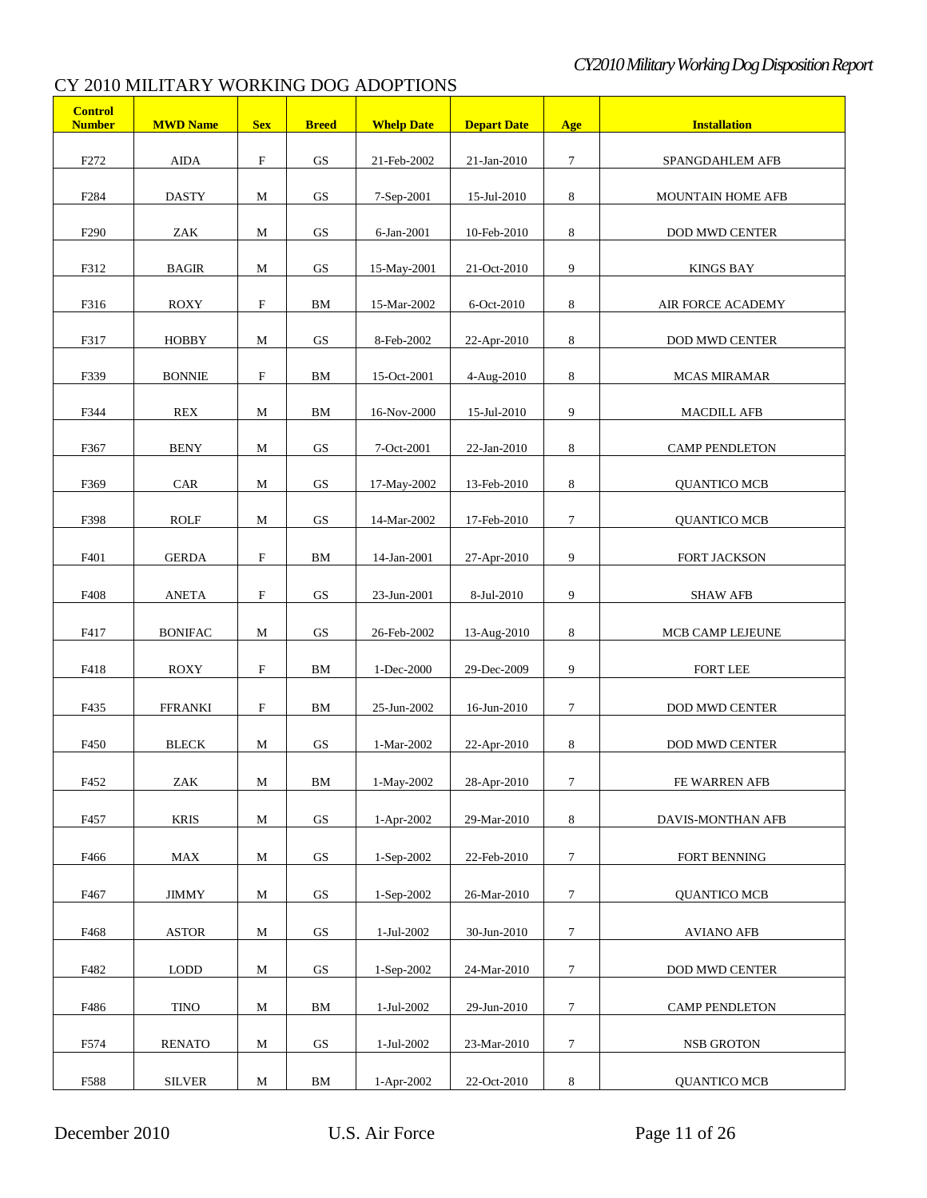# CY 2010 MILITARY WORKING DOG ADOPTIONS

| Control Number | MWD Name | Sex | Breed | Whelp Date | Depart Date | Age | Installation |
|---|---|---|---|---|---|---|---|
| F272 | AIDA | F | GS | 21-Feb-2002 | 21-Jan-2010 | 7 | SPANGDAHLEM AFB |
| F284 | DASTY | M | GS | 7-Sep-2001 | 15-Jul-2010 | 8 | MOUNTAIN HOME AFB |
| F290 | ZAK | M | GS | 6-Jan-2001 | 10-Feb-2010 | 8 | DOD MWD CENTER |
| F312 | BAGIR | M | GS | 15-May-2001 | 21-Oct-2010 | 9 | KINGS BAY |
| F316 | ROXY | F | BM | 15-Mar-2002 | 6-Oct-2010 | 8 | AIR FORCE ACADEMY |
| F317 | HOBBY | M | GS | 8-Feb-2002 | 22-Apr-2010 | 8 | DOD MWD CENTER |
| F339 | BONNIE | F | BM | 15-Oct-2001 | 4-Aug-2010 | 8 | MCAS MIRAMAR |
| F344 | REX | M | BM | 16-Nov-2000 | 15-Jul-2010 | 9 | MACDILL AFB |
| F367 | BENY | M | GS | 7-Oct-2001 | 22-Jan-2010 | 8 | CAMP PENDLETON |
| F369 | CAR | M | GS | 17-May-2002 | 13-Feb-2010 | 8 | QUANTICO MCB |
| F398 | ROLF | M | GS | 14-Mar-2002 | 17-Feb-2010 | 7 | QUANTICO MCB |
| F401 | GERDA | F | BM | 14-Jan-2001 | 27-Apr-2010 | 9 | FORT JACKSON |
| F408 | ANETA | F | GS | 23-Jun-2001 | 8-Jul-2010 | 9 | SHAW AFB |
| F417 | BONIFAC | M | GS | 26-Feb-2002 | 13-Aug-2010 | 8 | MCB CAMP LEJEUNE |
| F418 | ROXY | F | BM | 1-Dec-2000 | 29-Dec-2009 | 9 | FORT LEE |
| F435 | FFRANKI | F | BM | 25-Jun-2002 | 16-Jun-2010 | 7 | DOD MWD CENTER |
| F450 | BLECK | M | GS | 1-Mar-2002 | 22-Apr-2010 | 8 | DOD MWD CENTER |
| F452 | ZAK | M | BM | 1-May-2002 | 28-Apr-2010 | 7 | FE WARREN AFB |
| F457 | KRIS | M | GS | 1-Apr-2002 | 29-Mar-2010 | 8 | DAVIS-MONTHAN AFB |
| F466 | MAX | M | GS | 1-Sep-2002 | 22-Feb-2010 | 7 | FORT BENNING |
| F467 | JIMMY | M | GS | 1-Sep-2002 | 26-Mar-2010 | 7 | QUANTICO MCB |
| F468 | ASTOR | M | GS | 1-Jul-2002 | 30-Jun-2010 | 7 | AVIANO AFB |
| F482 | LODD | M | GS | 1-Sep-2002 | 24-Mar-2010 | 7 | DOD MWD CENTER |
| F486 | TINO | M | BM | 1-Jul-2002 | 29-Jun-2010 | 7 | CAMP PENDLETON |
| F574 | RENATO | M | GS | 1-Jul-2002 | 23-Mar-2010 | 7 | NSB GROTON |
| F588 | SILVER | M | BM | 1-Apr-2002 | 22-Oct-2010 | 8 | QUANTICO MCB |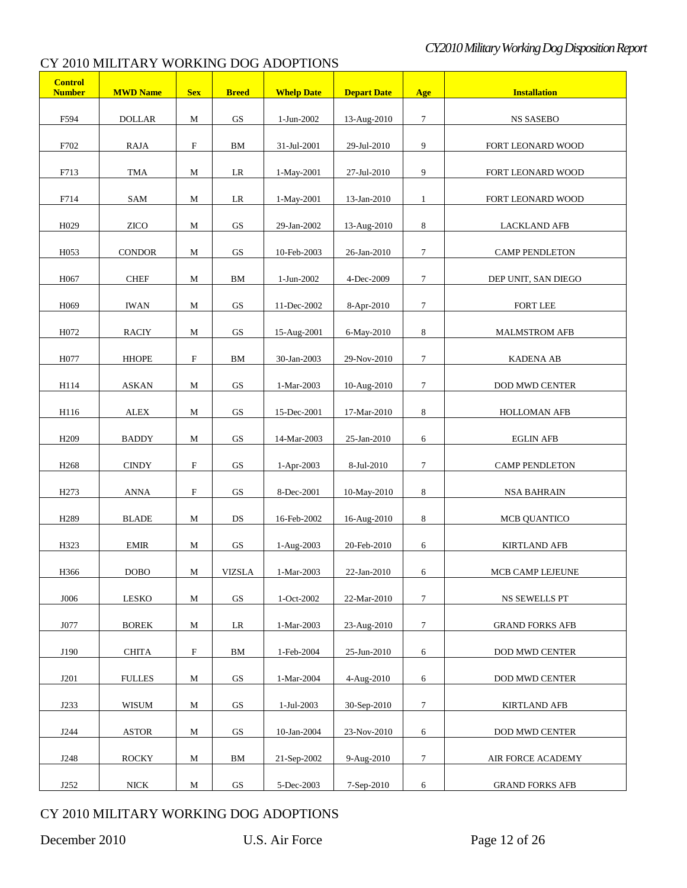# CY 2010 MILITARY WORKING DOG ADOPTIONS

| Control Number | MWD Name | Sex | Breed | Whelp Date | Depart Date | Age | Installation |
|---|---|---|---|---|---|---|---|
| F594 | DOLLAR | M | GS | 1-Jun-2002 | 13-Aug-2010 | 7 | NS SASEBO |
| F702 | RAJA | F | BM | 31-Jul-2001 | 29-Jul-2010 | 9 | FORT LEONARD WOOD |
| F713 | TMA | M | LR | 1-May-2001 | 27-Jul-2010 | 9 | FORT LEONARD WOOD |
| F714 | SAM | M | LR | 1-May-2001 | 13-Jan-2010 | 1 | FORT LEONARD WOOD |
| H029 | ZICO | M | GS | 29-Jan-2002 | 13-Aug-2010 | 8 | LACKLAND AFB |
| H053 | CONDOR | M | GS | 10-Feb-2003 | 26-Jan-2010 | 7 | CAMP PENDLETON |
| H067 | CHEF | M | BM | 1-Jun-2002 | 4-Dec-2009 | 7 | DEP UNIT, SAN DIEGO |
| H069 | IWAN | M | GS | 11-Dec-2002 | 8-Apr-2010 | 7 | FORT LEE |
| H072 | RACIY | M | GS | 15-Aug-2001 | 6-May-2010 | 8 | MALMSTROM AFB |
| H077 | HHOPE | F | BM | 30-Jan-2003 | 29-Nov-2010 | 7 | KADENA AB |
| H114 | ASKAN | M | GS | 1-Mar-2003 | 10-Aug-2010 | 7 | DOD MWD CENTER |
| H116 | ALEX | M | GS | 15-Dec-2001 | 17-Mar-2010 | 8 | HOLLOMAN AFB |
| H209 | BADDY | M | GS | 14-Mar-2003 | 25-Jan-2010 | 6 | EGLIN AFB |
| H268 | CINDY | F | GS | 1-Apr-2003 | 8-Jul-2010 | 7 | CAMP PENDLETON |
| H273 | ANNA | F | GS | 8-Dec-2001 | 10-May-2010 | 8 | NSA BAHRAIN |
| H289 | BLADE | M | DS | 16-Feb-2002 | 16-Aug-2010 | 8 | MCB QUANTICO |
| H323 | EMIR | M | GS | 1-Aug-2003 | 20-Feb-2010 | 6 | KIRTLAND AFB |
| H366 | DOBO | M | VIZSLA | 1-Mar-2003 | 22-Jan-2010 | 6 | MCB CAMP LEJEUNE |
| J006 | LESKO | M | GS | 1-Oct-2002 | 22-Mar-2010 | 7 | NS SEWELLS PT |
| J077 | BOREK | M | LR | 1-Mar-2003 | 23-Aug-2010 | 7 | GRAND FORKS AFB |
| J190 | CHITA | F | BM | 1-Feb-2004 | 25-Jun-2010 | 6 | DOD MWD CENTER |
| J201 | FULLES | M | GS | 1-Mar-2004 | 4-Aug-2010 | 6 | DOD MWD CENTER |
| J233 | WISUM | M | GS | 1-Jul-2003 | 30-Sep-2010 | 7 | KIRTLAND AFB |
| J244 | ASTOR | M | GS | 10-Jan-2004 | 23-Nov-2010 | 6 | DOD MWD CENTER |
| J248 | ROCKY | M | BM | 21-Sep-2002 | 9-Aug-2010 | 7 | AIR FORCE ACADEMY |
| J252 | NICK | M | GS | 5-Dec-2003 | 7-Sep-2010 | 6 | GRAND FORKS AFB |

CY 2010 MILITARY WORKING DOG ADOPTIONS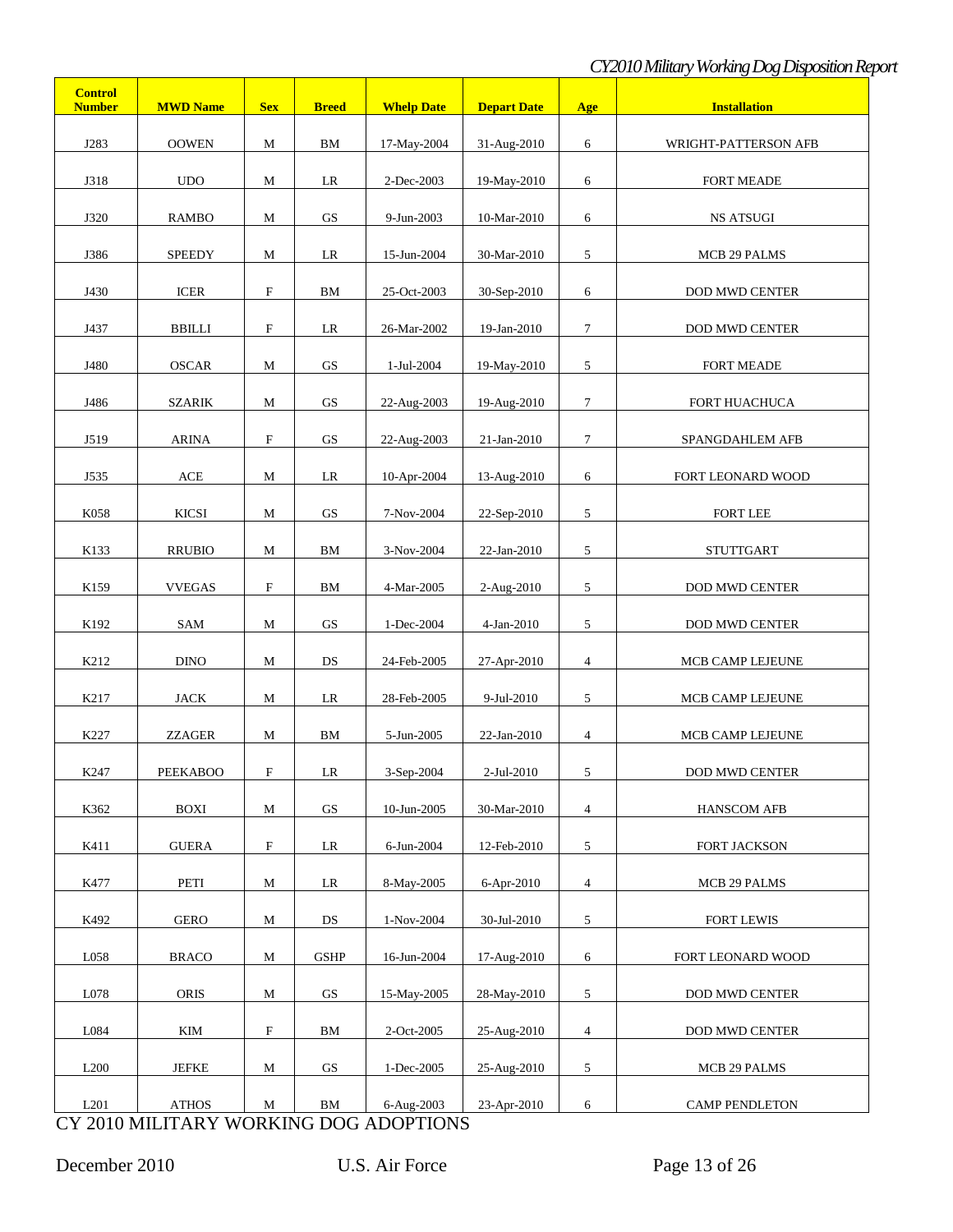| Control Number | MWD Name | Sex | Breed | Whelp Date | Depart Date | Age | Installation |
|---|---|---|---|---|---|---|---|
| J283 | OOWEN | M | BM | 17-May-2004 | 31-Aug-2010 | 6 | WRIGHT-PATTERSON AFB |
| J318 | UDO | M | LR | 2-Dec-2003 | 19-May-2010 | 6 | FORT MEADE |
| J320 | RAMBO | M | GS | 9-Jun-2003 | 10-Mar-2010 | 6 | NS ATSUGI |
| J386 | SPEEDY | M | LR | 15-Jun-2004 | 30-Mar-2010 | 5 | MCB 29 PALMS |
| J430 | ICER | F | BM | 25-Oct-2003 | 30-Sep-2010 | 6 | DOD MWD CENTER |
| J437 | BBILLI | F | LR | 26-Mar-2002 | 19-Jan-2010 | 7 | DOD MWD CENTER |
| J480 | OSCAR | M | GS | 1-Jul-2004 | 19-May-2010 | 5 | FORT MEADE |
| J486 | SZARIK | M | GS | 22-Aug-2003 | 19-Aug-2010 | 7 | FORT HUACHUCA |
| J519 | ARINA | F | GS | 22-Aug-2003 | 21-Jan-2010 | 7 | SPANGDAHLEM AFB |
| J535 | ACE | M | LR | 10-Apr-2004 | 13-Aug-2010 | 6 | FORT LEONARD WOOD |
| K058 | KICSI | M | GS | 7-Nov-2004 | 22-Sep-2010 | 5 | FORT LEE |
| K133 | RRUBIO | M | BM | 3-Nov-2004 | 22-Jan-2010 | 5 | STUTTGART |
| K159 | VVEGAS | F | BM | 4-Mar-2005 | 2-Aug-2010 | 5 | DOD MWD CENTER |
| K192 | SAM | M | GS | 1-Dec-2004 | 4-Jan-2010 | 5 | DOD MWD CENTER |
| K212 | DINO | M | DS | 24-Feb-2005 | 27-Apr-2010 | 4 | MCB CAMP LEJEUNE |
| K217 | JACK | M | LR | 28-Feb-2005 | 9-Jul-2010 | 5 | MCB CAMP LEJEUNE |
| K227 | ZZAGER | M | BM | 5-Jun-2005 | 22-Jan-2010 | 4 | MCB CAMP LEJEUNE |
| K247 | PEEKABOO | F | LR | 3-Sep-2004 | 2-Jul-2010 | 5 | DOD MWD CENTER |
| K362 | BOXI | M | GS | 10-Jun-2005 | 30-Mar-2010 | 4 | HANSCOM AFB |
| K411 | GUERA | F | LR | 6-Jun-2004 | 12-Feb-2010 | 5 | FORT JACKSON |
| K477 | PETI | M | LR | 8-May-2005 | 6-Apr-2010 | 4 | MCB 29 PALMS |
| K492 | GERO | M | DS | 1-Nov-2004 | 30-Jul-2010 | 5 | FORT LEWIS |
| L058 | BRACO | M | GSHP | 16-Jun-2004 | 17-Aug-2010 | 6 | FORT LEONARD WOOD |
| L078 | ORIS | M | GS | 15-May-2005 | 28-May-2010 | 5 | DOD MWD CENTER |
| L084 | KIM | F | BM | 2-Oct-2005 | 25-Aug-2010 | 4 | DOD MWD CENTER |
| L200 | JEFKE | M | GS | 1-Dec-2005 | 25-Aug-2010 | 5 | MCB 29 PALMS |
| L201 | ATHOS | M | BM | 6-Aug-2003 | 23-Apr-2010 | 6 | CAMP PENDLETON |

CY 2010 MILITARY WORKING DOG ADOPTIONS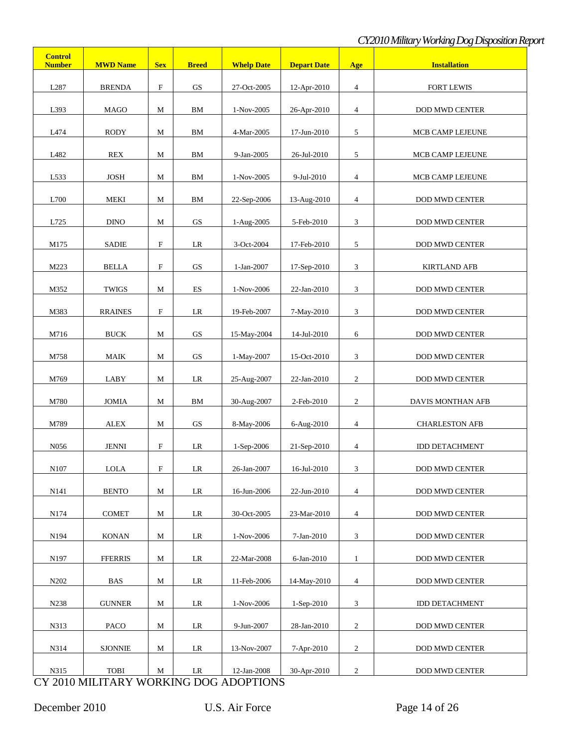| Control Number | MWD Name | Sex | Breed | Whelp Date | Depart Date | Age | Installation |
|---|---|---|---|---|---|---|---|
| L287 | BRENDA | F | GS | 27-Oct-2005 | 12-Apr-2010 | 4 | FORT LEWIS |
| L393 | MAGO | M | BM | 1-Nov-2005 | 26-Apr-2010 | 4 | DOD MWD CENTER |
| L474 | RODY | M | BM | 4-Mar-2005 | 17-Jun-2010 | 5 | MCB CAMP LEJEUNE |
| L482 | REX | M | BM | 9-Jan-2005 | 26-Jul-2010 | 5 | MCB CAMP LEJEUNE |
| L533 | JOSH | M | BM | 1-Nov-2005 | 9-Jul-2010 | 4 | MCB CAMP LEJEUNE |
| L700 | MEKI | M | BM | 22-Sep-2006 | 13-Aug-2010 | 4 | DOD MWD CENTER |
| L725 | DINO | M | GS | 1-Aug-2005 | 5-Feb-2010 | 3 | DOD MWD CENTER |
| M175 | SADIE | F | LR | 3-Oct-2004 | 17-Feb-2010 | 5 | DOD MWD CENTER |
| M223 | BELLA | F | GS | 1-Jan-2007 | 17-Sep-2010 | 3 | KIRTLAND AFB |
| M352 | TWIGS | M | ES | 1-Nov-2006 | 22-Jan-2010 | 3 | DOD MWD CENTER |
| M383 | RRAINES | F | LR | 19-Feb-2007 | 7-May-2010 | 3 | DOD MWD CENTER |
| M716 | BUCK | M | GS | 15-May-2004 | 14-Jul-2010 | 6 | DOD MWD CENTER |
| M758 | MAIK | M | GS | 1-May-2007 | 15-Oct-2010 | 3 | DOD MWD CENTER |
| M769 | LABY | M | LR | 25-Aug-2007 | 22-Jan-2010 | 2 | DOD MWD CENTER |
| M780 | JOMIA | M | BM | 30-Aug-2007 | 2-Feb-2010 | 2 | DAVIS MONTHAN AFB |
| M789 | ALEX | M | GS | 8-May-2006 | 6-Aug-2010 | 4 | CHARLESTON AFB |
| N056 | JENNI | F | LR | 1-Sep-2006 | 21-Sep-2010 | 4 | IDD DETACHMENT |
| N107 | LOLA | F | LR | 26-Jan-2007 | 16-Jul-2010 | 3 | DOD MWD CENTER |
| N141 | BENTO | M | LR | 16-Jun-2006 | 22-Jun-2010 | 4 | DOD MWD CENTER |
| N174 | COMET | M | LR | 30-Oct-2005 | 23-Mar-2010 | 4 | DOD MWD CENTER |
| N194 | KONAN | M | LR | 1-Nov-2006 | 7-Jan-2010 | 3 | DOD MWD CENTER |
| N197 | FFERRIS | M | LR | 22-Mar-2008 | 6-Jan-2010 | 1 | DOD MWD CENTER |
| N202 | BAS | M | LR | 11-Feb-2006 | 14-May-2010 | 4 | DOD MWD CENTER |
| N238 | GUNNER | M | LR | 1-Nov-2006 | 1-Sep-2010 | 3 | IDD DETACHMENT |
| N313 | PACO | M | LR | 9-Jun-2007 | 28-Jan-2010 | 2 | DOD MWD CENTER |
| N314 | SJONNIE | M | LR | 13-Nov-2007 | 7-Apr-2010 | 2 | DOD MWD CENTER |
| N315 | TOBI | M | LR | 12-Jan-2008 | 30-Apr-2010 | 2 | DOD MWD CENTER |

CY 2010 MILITARY WORKING DOG ADOPTIONS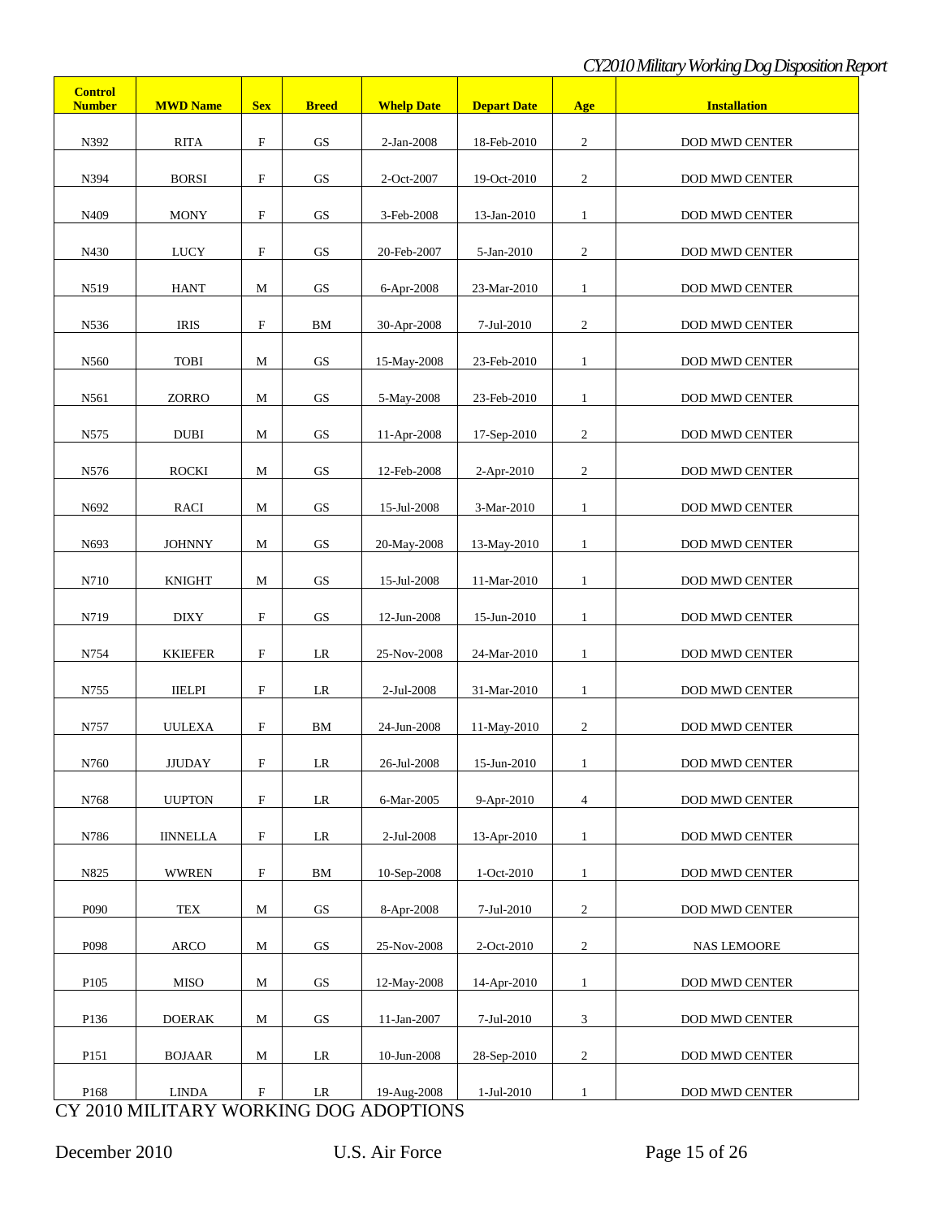| Control Number | MWD Name | Sex | Breed | Whelp Date | Depart Date | Age | Installation |
|---|---|---|---|---|---|---|---|
| N392 | RITA | F | GS | 2-Jan-2008 | 18-Feb-2010 | 2 | DOD MWD CENTER |
| N394 | BORSI | F | GS | 2-Oct-2007 | 19-Oct-2010 | 2 | DOD MWD CENTER |
| N409 | MONY | F | GS | 3-Feb-2008 | 13-Jan-2010 | 1 | DOD MWD CENTER |
| N430 | LUCY | F | GS | 20-Feb-2007 | 5-Jan-2010 | 2 | DOD MWD CENTER |
| N519 | HANT | M | GS | 6-Apr-2008 | 23-Mar-2010 | 1 | DOD MWD CENTER |
| N536 | IRIS | F | BM | 30-Apr-2008 | 7-Jul-2010 | 2 | DOD MWD CENTER |
| N560 | TOBI | M | GS | 15-May-2008 | 23-Feb-2010 | 1 | DOD MWD CENTER |
| N561 | ZORRO | M | GS | 5-May-2008 | 23-Feb-2010 | 1 | DOD MWD CENTER |
| N575 | DUBI | M | GS | 11-Apr-2008 | 17-Sep-2010 | 2 | DOD MWD CENTER |
| N576 | ROCKI | M | GS | 12-Feb-2008 | 2-Apr-2010 | 2 | DOD MWD CENTER |
| N692 | RACI | M | GS | 15-Jul-2008 | 3-Mar-2010 | 1 | DOD MWD CENTER |
| N693 | JOHNNY | M | GS | 20-May-2008 | 13-May-2010 | 1 | DOD MWD CENTER |
| N710 | KNIGHT | M | GS | 15-Jul-2008 | 11-Mar-2010 | 1 | DOD MWD CENTER |
| N719 | DIXY | F | GS | 12-Jun-2008 | 15-Jun-2010 | 1 | DOD MWD CENTER |
| N754 | KKIEFER | F | LR | 25-Nov-2008 | 24-Mar-2010 | 1 | DOD MWD CENTER |
| N755 | IIELPI | F | LR | 2-Jul-2008 | 31-Mar-2010 | 1 | DOD MWD CENTER |
| N757 | UULEXA | F | BM | 24-Jun-2008 | 11-May-2010 | 2 | DOD MWD CENTER |
| N760 | JJUDAY | F | LR | 26-Jul-2008 | 15-Jun-2010 | 1 | DOD MWD CENTER |
| N768 | UUPTON | F | LR | 6-Mar-2005 | 9-Apr-2010 | 4 | DOD MWD CENTER |
| N786 | IINNELLA | F | LR | 2-Jul-2008 | 13-Apr-2010 | 1 | DOD MWD CENTER |
| N825 | WWREN | F | BM | 10-Sep-2008 | 1-Oct-2010 | 1 | DOD MWD CENTER |
| P090 | TEX | M | GS | 8-Apr-2008 | 7-Jul-2010 | 2 | DOD MWD CENTER |
| P098 | ARCO | M | GS | 25-Nov-2008 | 2-Oct-2010 | 2 | NAS LEMOORE |
| P105 | MISO | M | GS | 12-May-2008 | 14-Apr-2010 | 1 | DOD MWD CENTER |
| P136 | DOERAK | M | GS | 11-Jan-2007 | 7-Jul-2010 | 3 | DOD MWD CENTER |
| P151 | BOJAAR | M | LR | 10-Jun-2008 | 28-Sep-2010 | 2 | DOD MWD CENTER |
| P168 | LINDA | F | LR | 19-Aug-2008 | 1-Jul-2010 | 1 | DOD MWD CENTER |

CY 2010 MILITARY WORKING DOG ADOPTIONS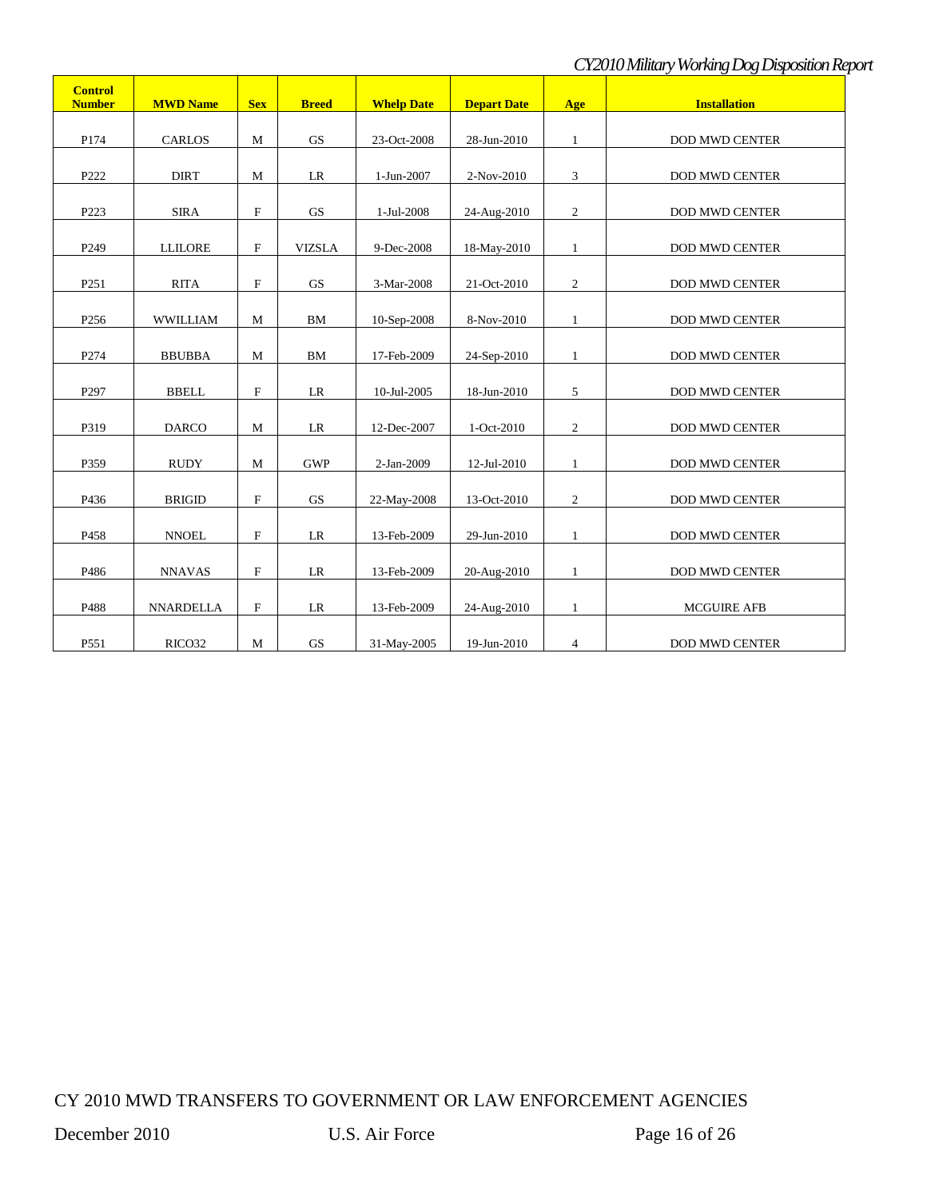| Control Number | MWD Name | Sex | Breed | Whelp Date | Depart Date | Age | Installation |
|---|---|---|---|---|---|---|---|
| P174 | CARLOS | M | GS | 23-Oct-2008 | 28-Jun-2010 | 1 | DOD MWD CENTER |
| P222 | DIRT | M | LR | 1-Jun-2007 | 2-Nov-2010 | 3 | DOD MWD CENTER |
| P223 | SIRA | F | GS | 1-Jul-2008 | 24-Aug-2010 | 2 | DOD MWD CENTER |
| P249 | LLILORE | F | VIZSLA | 9-Dec-2008 | 18-May-2010 | 1 | DOD MWD CENTER |
| P251 | RITA | F | GS | 3-Mar-2008 | 21-Oct-2010 | 2 | DOD MWD CENTER |
| P256 | WWILLIAM | M | BM | 10-Sep-2008 | 8-Nov-2010 | 1 | DOD MWD CENTER |
| P274 | BBUBBA | M | BM | 17-Feb-2009 | 24-Sep-2010 | 1 | DOD MWD CENTER |
| P297 | BBELL | F | LR | 10-Jul-2005 | 18-Jun-2010 | 5 | DOD MWD CENTER |
| P319 | DARCO | M | LR | 12-Dec-2007 | 1-Oct-2010 | 2 | DOD MWD CENTER |
| P359 | RUDY | M | GWP | 2-Jan-2009 | 12-Jul-2010 | 1 | DOD MWD CENTER |
| P436 | BRIGID | F | GS | 22-May-2008 | 13-Oct-2010 | 2 | DOD MWD CENTER |
| P458 | NNOEL | F | LR | 13-Feb-2009 | 29-Jun-2010 | 1 | DOD MWD CENTER |
| P486 | NNAVAS | F | LR | 13-Feb-2009 | 20-Aug-2010 | 1 | DOD MWD CENTER |
| P488 | NNARDELLA | F | LR | 13-Feb-2009 | 24-Aug-2010 | 1 | MCGUIRE AFB |
| P551 | RICO32 | M | GS | 31-May-2005 | 19-Jun-2010 | 4 | DOD MWD CENTER |

CY 2010 MWD TRANSFERS TO GOVERNMENT OR LAW ENFORCEMENT AGENCIES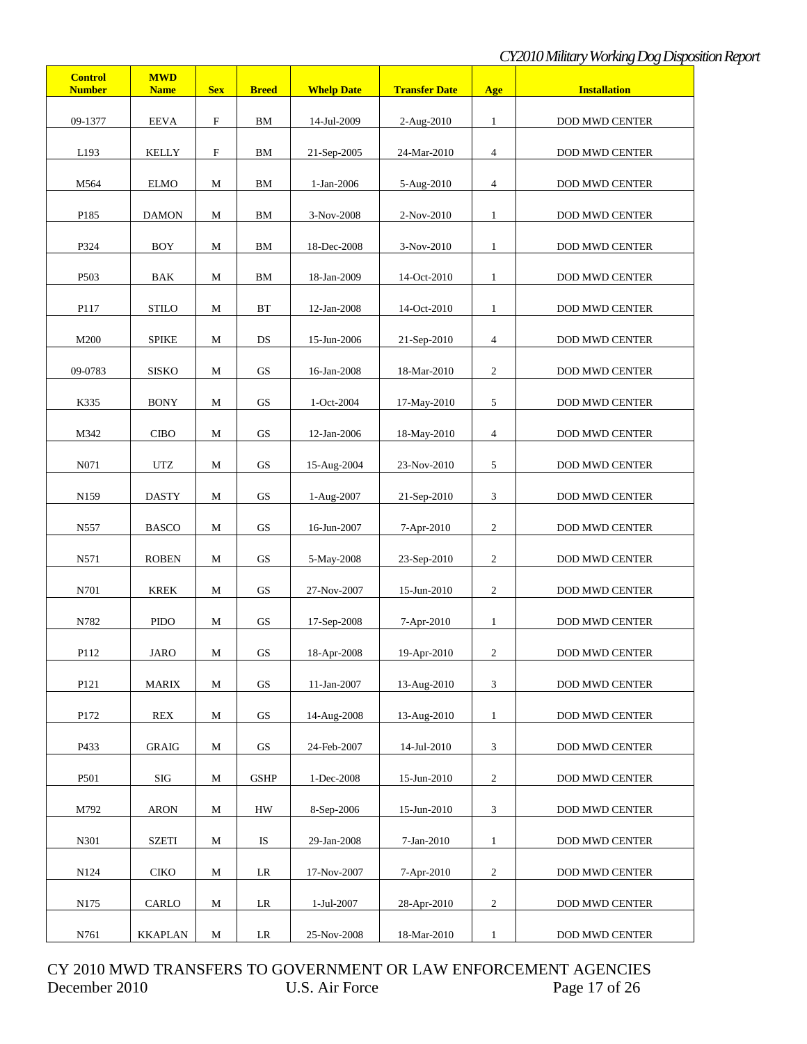| Control Number | MWD Name | Sex | Breed | Whelp Date | Transfer Date | Age | Installation |
|---|---|---|---|---|---|---|---|
| 09-1377 | EEVA | F | BM | 14-Jul-2009 | 2-Aug-2010 | 1 | DOD MWD CENTER |
| L193 | KELLY | F | BM | 21-Sep-2005 | 24-Mar-2010 | 4 | DOD MWD CENTER |
| M564 | ELMO | M | BM | 1-Jan-2006 | 5-Aug-2010 | 4 | DOD MWD CENTER |
| P185 | DAMON | M | BM | 3-Nov-2008 | 2-Nov-2010 | 1 | DOD MWD CENTER |
| P324 | BOY | M | BM | 18-Dec-2008 | 3-Nov-2010 | 1 | DOD MWD CENTER |
| P503 | BAK | M | BM | 18-Jan-2009 | 14-Oct-2010 | 1 | DOD MWD CENTER |
| P117 | STILO | M | BT | 12-Jan-2008 | 14-Oct-2010 | 1 | DOD MWD CENTER |
| M200 | SPIKE | M | DS | 15-Jun-2006 | 21-Sep-2010 | 4 | DOD MWD CENTER |
| 09-0783 | SISKO | M | GS | 16-Jan-2008 | 18-Mar-2010 | 2 | DOD MWD CENTER |
| K335 | BONY | M | GS | 1-Oct-2004 | 17-May-2010 | 5 | DOD MWD CENTER |
| M342 | CIBO | M | GS | 12-Jan-2006 | 18-May-2010 | 4 | DOD MWD CENTER |
| N071 | UTZ | M | GS | 15-Aug-2004 | 23-Nov-2010 | 5 | DOD MWD CENTER |
| N159 | DASTY | M | GS | 1-Aug-2007 | 21-Sep-2010 | 3 | DOD MWD CENTER |
| N557 | BASCO | M | GS | 16-Jun-2007 | 7-Apr-2010 | 2 | DOD MWD CENTER |
| N571 | ROBEN | M | GS | 5-May-2008 | 23-Sep-2010 | 2 | DOD MWD CENTER |
| N701 | KREK | M | GS | 27-Nov-2007 | 15-Jun-2010 | 2 | DOD MWD CENTER |
| N782 | PIDO | M | GS | 17-Sep-2008 | 7-Apr-2010 | 1 | DOD MWD CENTER |
| P112 | JARO | M | GS | 18-Apr-2008 | 19-Apr-2010 | 2 | DOD MWD CENTER |
| P121 | MARIX | M | GS | 11-Jan-2007 | 13-Aug-2010 | 3 | DOD MWD CENTER |
| P172 | REX | M | GS | 14-Aug-2008 | 13-Aug-2010 | 1 | DOD MWD CENTER |
| P433 | GRAIG | M | GS | 24-Feb-2007 | 14-Jul-2010 | 3 | DOD MWD CENTER |
| P501 | SIG | M | GSHP | 1-Dec-2008 | 15-Jun-2010 | 2 | DOD MWD CENTER |
| M792 | ARON | M | HW | 8-Sep-2006 | 15-Jun-2010 | 3 | DOD MWD CENTER |
| N301 | SZETI | M | IS | 29-Jan-2008 | 7-Jan-2010 | 1 | DOD MWD CENTER |
| N124 | CIKO | M | LR | 17-Nov-2007 | 7-Apr-2010 | 2 | DOD MWD CENTER |
| N175 | CARLO | M | LR | 1-Jul-2007 | 28-Apr-2010 | 2 | DOD MWD CENTER |
| N761 | KKAPLAN | M | LR | 25-Nov-2008 | 18-Mar-2010 | 1 | DOD MWD CENTER |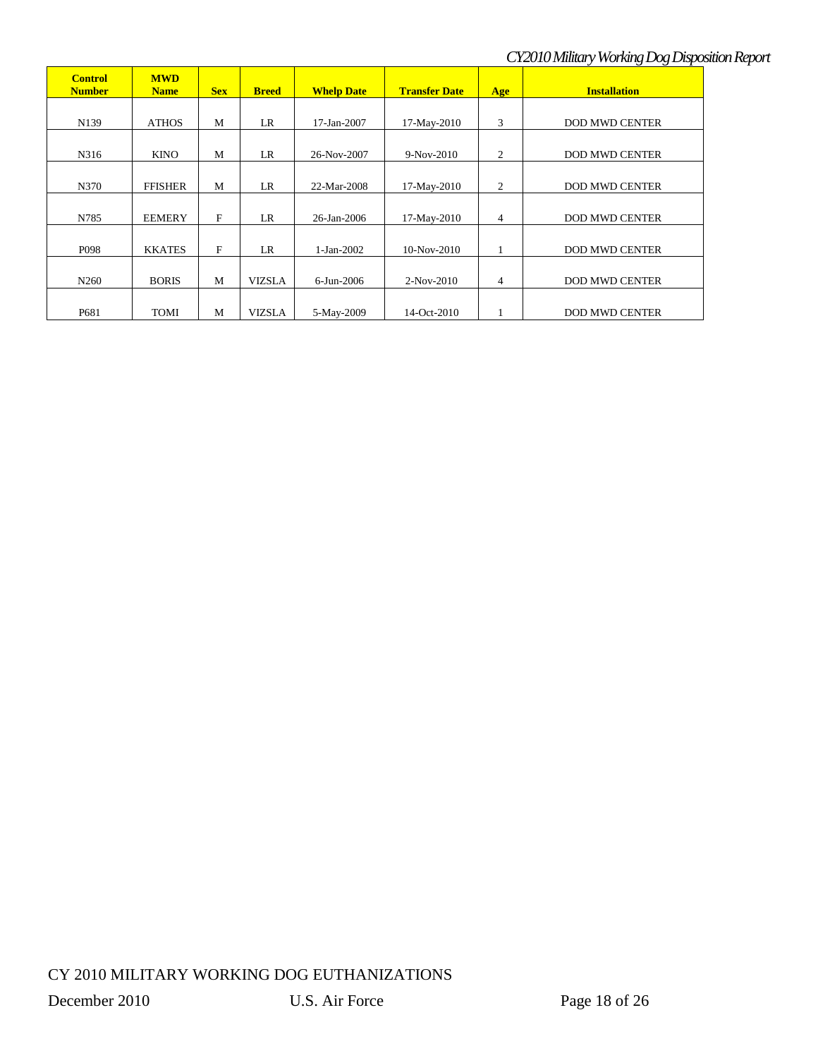| Control Number | MWD Name | Sex | Breed | Whelp Date | Transfer Date | Age | Installation |
|---|---|---|---|---|---|---|---|
| N139 | ATHOS | M | LR | 17-Jan-2007 | 17-May-2010 | 3 | DOD MWD CENTER |
| N316 | KINO | M | LR | 26-Nov-2007 | 9-Nov-2010 | 2 | DOD MWD CENTER |
| N370 | FFISHER | M | LR | 22-Mar-2008 | 17-May-2010 | 2 | DOD MWD CENTER |
| N785 | EEMERY | F | LR | 26-Jan-2006 | 17-May-2010 | 4 | DOD MWD CENTER |
| P098 | KKATES | F | LR | 1-Jan-2002 | 10-Nov-2010 | 1 | DOD MWD CENTER |
| N260 | BORIS | M | VIZSLA | 6-Jun-2006 | 2-Nov-2010 | 4 | DOD MWD CENTER |
| P681 | TOMI | M | VIZSLA | 5-May-2009 | 14-Oct-2010 | 1 | DOD MWD CENTER |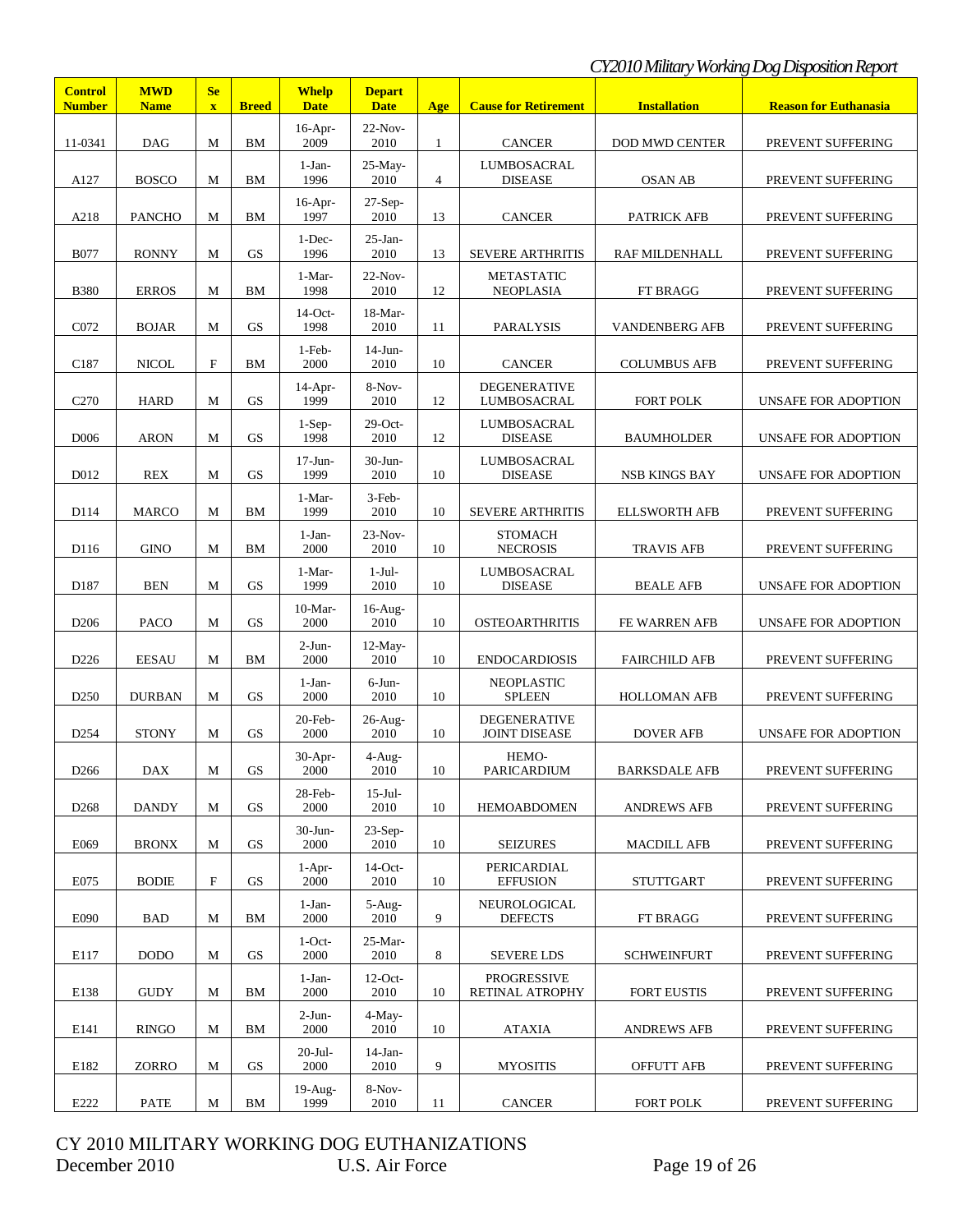*CY2010 Military Working Dog Disposition Report*

| Control Number | MWD Name | Sex | Breed | Whelp Date | Depart Date | Age | Cause for Retirement | Installation | Reason for Euthanasia |
|---|---|---|---|---|---|---|---|---|---|
| 11-0341 | DAG | M | BM | 16-Apr-2009 | 22-Nov-2010 | 1 | CANCER | DOD MWD CENTER | PREVENT SUFFERING |
| A127 | BOSCO | M | BM | 1-Jan-1996 | 25-May-2010 | 4 | LUMBOSACRAL DISEASE | OSAN AB | PREVENT SUFFERING |
| A218 | PANCHO | M | BM | 16-Apr-1997 | 27-Sep-2010 | 13 | CANCER | PATRICK AFB | PREVENT SUFFERING |
| B077 | RONNY | M | GS | 1-Dec-1996 | 25-Jan-2010 | 13 | SEVERE ARTHRITIS | RAF MILDENHALL | PREVENT SUFFERING |
| B380 | ERROS | M | BM | 1-Mar-1998 | 22-Nov-2010 | 12 | METASTATIC NEOPLASIA | FT BRAGG | PREVENT SUFFERING |
| C072 | BOJAR | M | GS | 14-Oct-1998 | 18-Mar-2010 | 11 | PARALYSIS | VANDENBERG AFB | PREVENT SUFFERING |
| C187 | NICOL | F | BM | 1-Feb-2000 | 14-Jun-2010 | 10 | CANCER | COLUMBUS AFB | PREVENT SUFFERING |
| C270 | HARD | M | GS | 14-Apr-1999 | 8-Nov-2010 | 12 | DEGENERATIVE LUMBOSACRAL | FORT POLK | UNSAFE FOR ADOPTION |
| D006 | ARON | M | GS | 1-Sep-1998 | 29-Oct-2010 | 12 | LUMBOSACRAL DISEASE | BAUMHOLDER | UNSAFE FOR ADOPTION |
| D012 | REX | M | GS | 17-Jun-1999 | 30-Jun-2010 | 10 | LUMBOSACRAL DISEASE | NSB KINGS BAY | UNSAFE FOR ADOPTION |
| D114 | MARCO | M | BM | 1-Mar-1999 | 3-Feb-2010 | 10 | SEVERE ARTHRITIS | ELLSWORTH AFB | PREVENT SUFFERING |
| D116 | GINO | M | BM | 1-Jan-2000 | 23-Nov-2010 | 10 | STOMACH NECROSIS | TRAVIS AFB | PREVENT SUFFERING |
| D187 | BEN | M | GS | 1-Mar-1999 | 1-Jul-2010 | 10 | LUMBOSACRAL DISEASE | BEALE AFB | UNSAFE FOR ADOPTION |
| D206 | PACO | M | GS | 10-Mar-2000 | 16-Aug-2010 | 10 | OSTEOARTHRITIS | FE WARREN AFB | UNSAFE FOR ADOPTION |
| D226 | EESAU | M | BM | 2-Jun-2000 | 12-May-2010 | 10 | ENDOCARDIOSIS | FAIRCHILD AFB | PREVENT SUFFERING |
| D250 | DURBAN | M | GS | 1-Jan-2000 | 6-Jun-2010 | 10 | NEOPLASTIC SPLEEN | HOLLOMAN AFB | PREVENT SUFFERING |
| D254 | STONY | M | GS | 20-Feb-2000 | 26-Aug-2010 | 10 | DEGENERATIVE JOINT DISEASE | DOVER AFB | UNSAFE FOR ADOPTION |
| D266 | DAX | M | GS | 30-Apr-2000 | 4-Aug-2010 | 10 | HEMO-PARICARDIUM | BARKSDALE AFB | PREVENT SUFFERING |
| D268 | DANDY | M | GS | 28-Feb-2000 | 15-Jul-2010 | 10 | HEMOABDOMEN | ANDREWS AFB | PREVENT SUFFERING |
| E069 | BRONX | M | GS | 30-Jun-2000 | 23-Sep-2010 | 10 | SEIZURES | MACDILL AFB | PREVENT SUFFERING |
| E075 | BODIE | F | GS | 1-Apr-2000 | 14-Oct-2010 | 10 | PERICARDIAL EFFUSION | STUTTGART | PREVENT SUFFERING |
| E090 | BAD | M | BM | 1-Jan-2000 | 5-Aug-2010 | 9 | NEUROLOGICAL DEFECTS | FT BRAGG | PREVENT SUFFERING |
| E117 | DODO | M | GS | 1-Oct-2000 | 25-Mar-2010 | 8 | SEVERE LDS | SCHWEINFURT | PREVENT SUFFERING |
| E138 | GUDY | M | BM | 1-Jan-2000 | 12-Oct-2010 | 10 | PROGRESSIVE RETINAL ATROPHY | FORT EUSTIS | PREVENT SUFFERING |
| E141 | RINGO | M | BM | 2-Jun-2000 | 4-May-2010 | 10 | ATAXIA | ANDREWS AFB | PREVENT SUFFERING |
| E182 | ZORRO | M | GS | 20-Jul-2000 | 14-Jan-2010 | 9 | MYOSITIS | OFFUTT AFB | PREVENT SUFFERING |
| E222 | PATE | M | BM | 19-Aug-1999 | 8-Nov-2010 | 11 | CANCER | FORT POLK | PREVENT SUFFERING |

CY 2010 MILITARY WORKING DOG EUTHANIZATIONS
December 2010 U.S. Air Force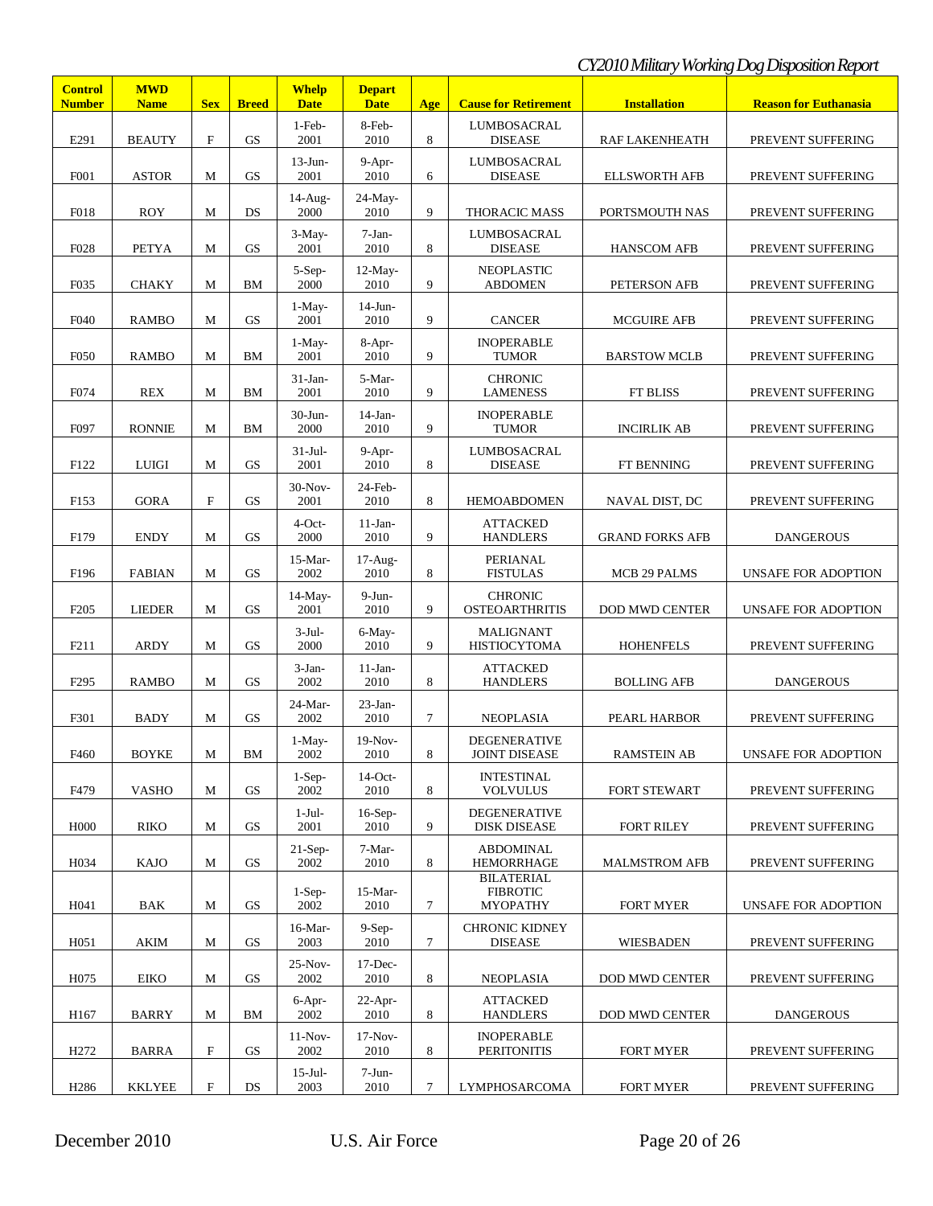*CY2010 Military Working Dog Disposition Report*

| Control Number | MWD Name | Sex | Breed | Whelp Date | Depart Date | Age | Cause for Retirement | Installation | Reason for Euthanasia |
|---|---|---|---|---|---|---|---|---|---|
| E291 | BEAUTY | F | GS | 1-Feb-2001 | 8-Feb-2010 | 8 | LUMBOSACRAL DISEASE | RAF LAKENHEATH | PREVENT SUFFERING |
| F001 | ASTOR | M | GS | 13-Jun-2001 | 9-Apr-2010 | 6 | LUMBOSACRAL DISEASE | ELLSWORTH AFB | PREVENT SUFFERING |
| F018 | ROY | M | DS | 14-Aug-2000 | 24-May-2010 | 9 | THORACIC MASS | PORTSMOUTH NAS | PREVENT SUFFERING |
| F028 | PETYA | M | GS | 3-May-2001 | 7-Jan-2010 | 8 | LUMBOSACRAL DISEASE | HANSCOM AFB | PREVENT SUFFERING |
| F035 | CHAKY | M | BM | 5-Sep-2000 | 12-May-2010 | 9 | NEOPLASTIC ABDOMEN | PETERSON AFB | PREVENT SUFFERING |
| F040 | RAMBO | M | GS | 1-May-2001 | 14-Jun-2010 | 9 | CANCER | MCGUIRE AFB | PREVENT SUFFERING |
| F050 | RAMBO | M | BM | 1-May-2001 | 8-Apr-2010 | 9 | INOPERABLE TUMOR | BARSTOW MCLB | PREVENT SUFFERING |
| F074 | REX | M | BM | 31-Jan-2001 | 5-Mar-2010 | 9 | CHRONIC LAMENESS | FT BLISS | PREVENT SUFFERING |
| F097 | RONNIE | M | BM | 30-Jun-2000 | 14-Jan-2010 | 9 | INOPERABLE TUMOR | INCIRLIK AB | PREVENT SUFFERING |
| F122 | LUIGI | M | GS | 31-Jul-2001 | 9-Apr-2010 | 8 | LUMBOSACRAL DISEASE | FT BENNING | PREVENT SUFFERING |
| F153 | GORA | F | GS | 30-Nov-2001 | 24-Feb-2010 | 8 | HEMOABDOMEN | NAVAL DIST, DC | PREVENT SUFFERING |
| F179 | ENDY | M | GS | 4-Oct-2000 | 11-Jan-2010 | 9 | ATTACKED HANDLERS | GRAND FORKS AFB | DANGEROUS |
| F196 | FABIAN | M | GS | 15-Mar-2002 | 17-Aug-2010 | 8 | PERIANAL FISTULAS | MCB 29 PALMS | UNSAFE FOR ADOPTION |
| F205 | LIEDER | M | GS | 14-May-2001 | 9-Jun-2010 | 9 | CHRONIC OSTEOARTHRITIS | DOD MWD CENTER | UNSAFE FOR ADOPTION |
| F211 | ARDY | M | GS | 3-Jul-2000 | 6-May-2010 | 9 | MALIGNANT HISTIOCYTOMA | HOHENFELS | PREVENT SUFFERING |
| F295 | RAMBO | M | GS | 3-Jan-2002 | 11-Jan-2010 | 8 | ATTACKED HANDLERS | BOLLING AFB | DANGEROUS |
| F301 | BADY | M | GS | 24-Mar-2002 | 23-Jan-2010 | 7 | NEOPLASIA | PEARL HARBOR | PREVENT SUFFERING |
| F460 | BOYKE | M | BM | 1-May-2002 | 19-Nov-2010 | 8 | DEGENERATIVE JOINT DISEASE | RAMSTEIN AB | UNSAFE FOR ADOPTION |
| F479 | VASHO | M | GS | 1-Sep-2002 | 14-Oct-2010 | 8 | INTESTINAL VOLVULUS | FORT STEWART | PREVENT SUFFERING |
| H000 | RIKO | M | GS | 1-Jul-2001 | 16-Sep-2010 | 9 | DEGENERATIVE DISK DISEASE | FORT RILEY | PREVENT SUFFERING |
| H034 | KAJO | M | GS | 21-Sep-2002 | 7-Mar-2010 | 8 | ABDOMINAL HEMORRHAGE | MALMSTROM AFB | PREVENT SUFFERING |
| H041 | BAK | M | GS | 1-Sep-2002 | 15-Mar-2010 | 7 | BILATERIAL FIBROTIC MYOPATHY | FORT MYER | UNSAFE FOR ADOPTION |
| H051 | AKIM | M | GS | 16-Mar-2003 | 9-Sep-2010 | 7 | CHRONIC KIDNEY DISEASE | WIESBADEN | PREVENT SUFFERING |
| H075 | EIKO | M | GS | 25-Nov-2002 | 17-Dec-2010 | 8 | NEOPLASIA | DOD MWD CENTER | PREVENT SUFFERING |
| H167 | BARRY | M | BM | 6-Apr-2002 | 22-Apr-2010 | 8 | ATTACKED HANDLERS | DOD MWD CENTER | DANGEROUS |
| H272 | BARRA | F | GS | 11-Nov-2002 | 17-Nov-2010 | 8 | INOPERABLE PERITONITIS | FORT MYER | PREVENT SUFFERING |
| H286 | KKLYEE | F | DS | 15-Jul-2003 | 7-Jun-2010 | 7 | LYMPHOSARCOMA | FORT MYER | PREVENT SUFFERING |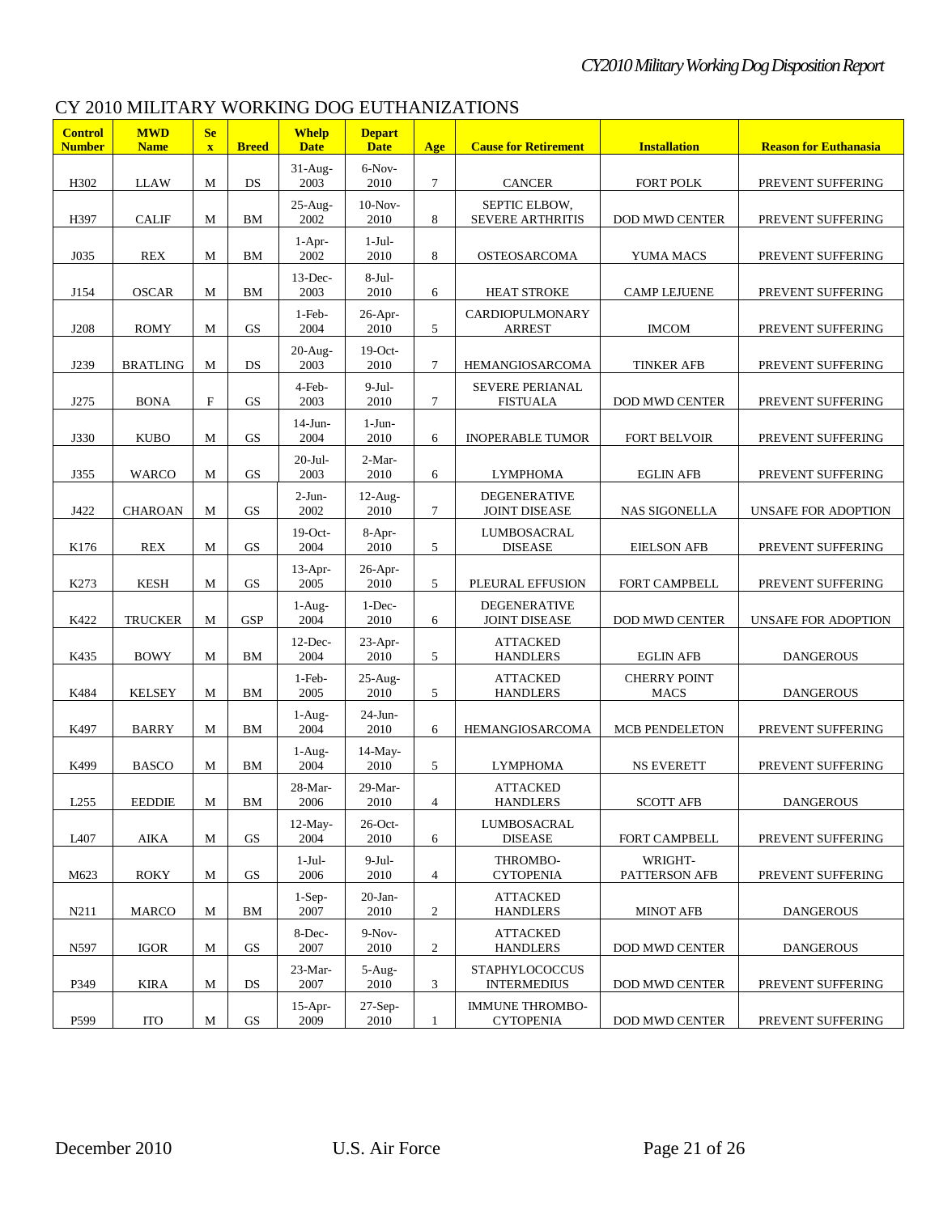# CY 2010 MILITARY WORKING DOG EUTHANIZATIONS

| Control Number | MWD Name | Sex | Breed | Whelp Date | Depart Date | Age | Cause for Retirement | Installation | Reason for Euthanasia |
|---|---|---|---|---|---|---|---|---|---|
| H302 | LLAW | M | DS | 31-Aug-2003 | 6-Nov-2010 | 7 | CANCER | FORT POLK | PREVENT SUFFERING |
| H397 | CALIF | M | BM | 25-Aug-2002 | 10-Nov-2010 | 8 | SEPTIC ELBOW, SEVERE ARTHRITIS | DOD MWD CENTER | PREVENT SUFFERING |
| J035 | REX | M | BM | 1-Apr-2002 | 1-Jul-2010 | 8 | OSTEOSARCOMA | YUMA MACS | PREVENT SUFFERING |
| J154 | OSCAR | M | BM | 13-Dec-2003 | 8-Jul-2010 | 6 | HEAT STROKE | CAMP LEJUENE | PREVENT SUFFERING |
| J208 | ROMY | M | GS | 1-Feb-2004 | 26-Apr-2010 | 5 | CARDIOPULMONARY ARREST | IMCOM | PREVENT SUFFERING |
| J239 | BRATLING | M | DS | 20-Aug-2003 | 19-Oct-2010 | 7 | HEMANGIOSARCOMA | TINKER AFB | PREVENT SUFFERING |
| J275 | BONA | F | GS | 4-Feb-2003 | 9-Jul-2010 | 7 | SEVERE PERIANAL FISTUALA | DOD MWD CENTER | PREVENT SUFFERING |
| J330 | KUBO | M | GS | 14-Jun-2004 | 1-Jun-2010 | 6 | INOPERABLE TUMOR | FORT BELVOIR | PREVENT SUFFERING |
| J355 | WARCO | M | GS | 20-Jul-2003 | 2-Mar-2010 | 6 | LYMPHOMA | EGLIN AFB | PREVENT SUFFERING |
| J422 | CHAROAN | M | GS | 2-Jun-2002 | 12-Aug-2010 | 7 | DEGENERATIVE JOINT DISEASE | NAS SIGONELLA | UNSAFE FOR ADOPTION |
| K176 | REX | M | GS | 19-Oct-2004 | 8-Apr-2010 | 5 | LUMBOSACRAL DISEASE | EIELSON AFB | PREVENT SUFFERING |
| K273 | KESH | M | GS | 13-Apr-2005 | 26-Apr-2010 | 5 | PLEURAL EFFUSION | FORT CAMPBELL | PREVENT SUFFERING |
| K422 | TRUCKER | M | GSP | 1-Aug-2004 | 1-Dec-2010 | 6 | DEGENERATIVE JOINT DISEASE | DOD MWD CENTER | UNSAFE FOR ADOPTION |
| K435 | BOWY | M | BM | 12-Dec-2004 | 23-Apr-2010 | 5 | ATTACKED HANDLERS | EGLIN AFB | DANGEROUS |
| K484 | KELSEY | M | BM | 1-Feb-2005 | 25-Aug-2010 | 5 | ATTACKED HANDLERS | CHERRY POINT MACS | DANGEROUS |
| K497 | BARRY | M | BM | 1-Aug-2004 | 24-Jun-2010 | 6 | HEMANGIOSARCOMA | MCB PENDELETON | PREVENT SUFFERING |
| K499 | BASCO | M | BM | 1-Aug-2004 | 14-May-2010 | 5 | LYMPHOMA | NS EVERETT | PREVENT SUFFERING |
| L255 | EEDDIE | M | BM | 28-Mar-2006 | 29-Mar-2010 | 4 | ATTACKED HANDLERS | SCOTT AFB | DANGEROUS |
| L407 | AIKA | M | GS | 12-May-2004 | 26-Oct-2010 | 6 | LUMBOSACRAL DISEASE | FORT CAMPBELL | PREVENT SUFFERING |
| M623 | ROKY | M | GS | 1-Jul-2006 | 9-Jul-2010 | 4 | THROMBO-CYTOPENIA | WRIGHT-PATTERSON AFB | PREVENT SUFFERING |
| N211 | MARCO | M | BM | 1-Sep-2007 | 20-Jan-2010 | 2 | ATTACKED HANDLERS | MINOT AFB | DANGEROUS |
| N597 | IGOR | M | GS | 8-Dec-2007 | 9-Nov-2010 | 2 | ATTACKED HANDLERS | DOD MWD CENTER | DANGEROUS |
| P349 | KIRA | M | DS | 23-Mar-2007 | 5-Aug-2010 | 3 | STAPHYLOCOCCUS INTERMEDIUS | DOD MWD CENTER | PREVENT SUFFERING |
| P599 | ITO | M | GS | 15-Apr-2009 | 27-Sep-2010 | 1 | IMMUNE THROMBO-CYTOPENIA | DOD MWD CENTER | PREVENT SUFFERING |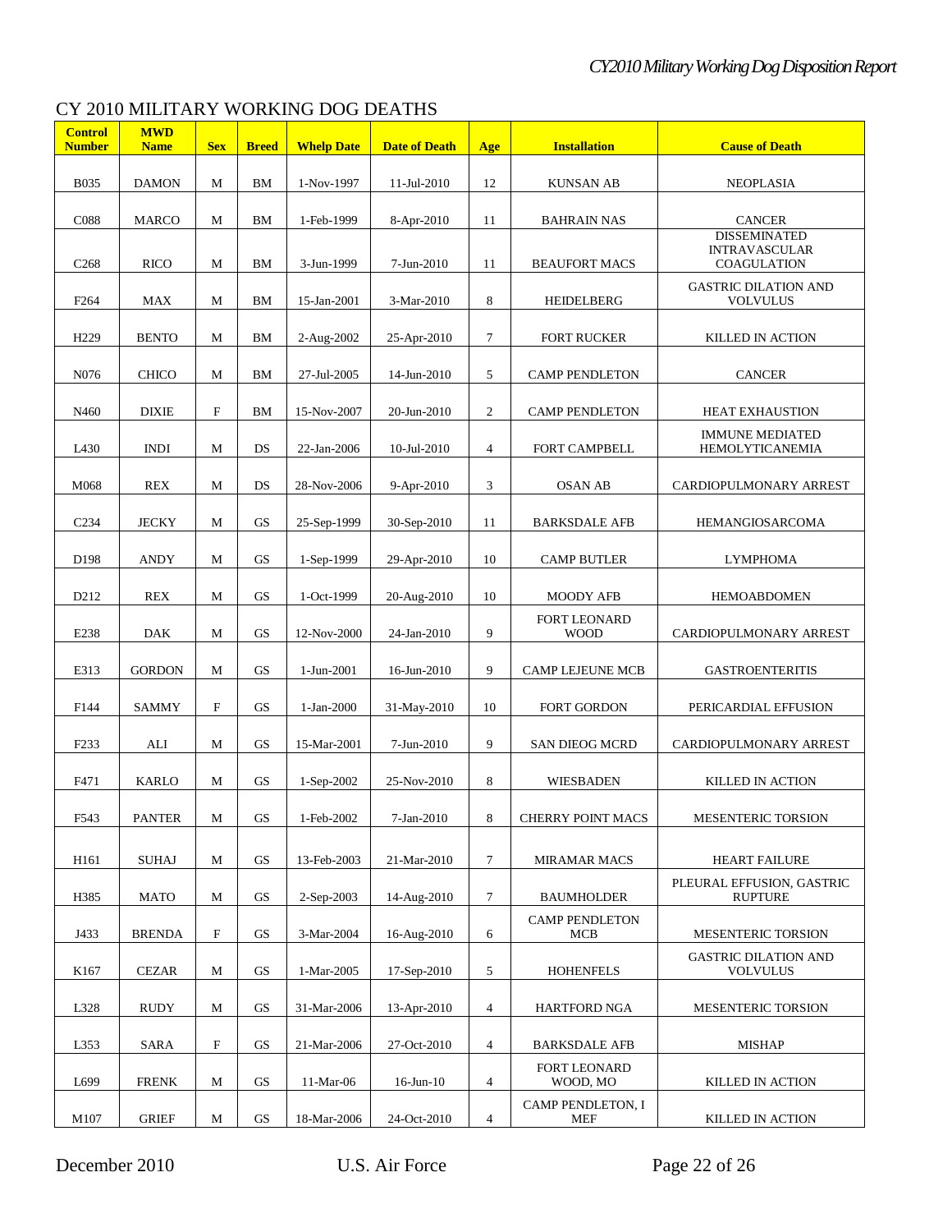## CY 2010 MILITARY WORKING DOG DEATHS

| Control Number | MWD Name | Sex | Breed | Whelp Date | Date of Death | Age | Installation | Cause of Death |
|---|---|---|---|---|---|---|---|---|
| B035 | DAMON | M | BM | 1-Nov-1997 | 11-Jul-2010 | 12 | KUNSAN AB | NEOPLASIA |
| C088 | MARCO | M | BM | 1-Feb-1999 | 8-Apr-2010 | 11 | BAHRAIN NAS | CANCER |
| C268 | RICO | M | BM | 3-Jun-1999 | 7-Jun-2010 | 11 | BEAUFORT MACS | DISSEMINATED INTRAVASCULAR COAGULATION |
| F264 | MAX | M | BM | 15-Jan-2001 | 3-Mar-2010 | 8 | HEIDELBERG | GASTRIC DILATION AND VOLVULUS |
| H229 | BENTO | M | BM | 2-Aug-2002 | 25-Apr-2010 | 7 | FORT RUCKER | KILLED IN ACTION |
| N076 | CHICO | M | BM | 27-Jul-2005 | 14-Jun-2010 | 5 | CAMP PENDLETON | CANCER |
| N460 | DIXIE | F | BM | 15-Nov-2007 | 20-Jun-2010 | 2 | CAMP PENDLETON | HEAT EXHAUSTION |
| L430 | INDI | M | DS | 22-Jan-2006 | 10-Jul-2010 | 4 | FORT CAMPBELL | IMMUNE MEDIATED HEMOLYTICANEMIA |
| M068 | REX | M | DS | 28-Nov-2006 | 9-Apr-2010 | 3 | OSAN AB | CARDIOPULMONARY ARREST |
| C234 | JECKY | M | GS | 25-Sep-1999 | 30-Sep-2010 | 11 | BARKSDALE AFB | HEMANGIOSARCOMA |
| D198 | ANDY | M | GS | 1-Sep-1999 | 29-Apr-2010 | 10 | CAMP BUTLER | LYMPHOMA |
| D212 | REX | M | GS | 1-Oct-1999 | 20-Aug-2010 | 10 | MOODY AFB | HEMOABDOMEN |
| E238 | DAK | M | GS | 12-Nov-2000 | 24-Jan-2010 | 9 | FORT LEONARD WOOD | CARDIOPULMONARY ARREST |
| E313 | GORDON | M | GS | 1-Jun-2001 | 16-Jun-2010 | 9 | CAMP LEJEUNE MCB | GASTROENTERITIS |
| F144 | SAMMY | F | GS | 1-Jan-2000 | 31-May-2010 | 10 | FORT GORDON | PERICARDIAL EFFUSION |
| F233 | ALI | M | GS | 15-Mar-2001 | 7-Jun-2010 | 9 | SAN DIEOG MCRD | CARDIOPULMONARY ARREST |
| F471 | KARLO | M | GS | 1-Sep-2002 | 25-Nov-2010 | 8 | WIESBADEN | KILLED IN ACTION |
| F543 | PANTER | M | GS | 1-Feb-2002 | 7-Jan-2010 | 8 | CHERRY POINT MACS | MESENTERIC TORSION |
| H161 | SUHAJ | M | GS | 13-Feb-2003 | 21-Mar-2010 | 7 | MIRAMAR MACS | HEART FAILURE |
| H385 | MATO | M | GS | 2-Sep-2003 | 14-Aug-2010 | 7 | BAUMHOLDER | PLEURAL EFFUSION, GASTRIC RUPTURE |
| J433 | BRENDA | F | GS | 3-Mar-2004 | 16-Aug-2010 | 6 | CAMP PENDLETON MCB | MESENTERIC TORSION |
| K167 | CEZAR | M | GS | 1-Mar-2005 | 17-Sep-2010 | 5 | HOHENFELS | GASTRIC DILATION AND VOLVULUS |
| L328 | RUDY | M | GS | 31-Mar-2006 | 13-Apr-2010 | 4 | HARTFORD NGA | MESENTERIC TORSION |
| L353 | SARA | F | GS | 21-Mar-2006 | 27-Oct-2010 | 4 | BARKSDALE AFB | MISHAP |
| L699 | FRENK | M | GS | 11-Mar-06 | 16-Jun-10 | 4 | FORT LEONARD WOOD, MO | KILLED IN ACTION |
| M107 | GRIEF | M | GS | 18-Mar-2006 | 24-Oct-2010 | 4 | CAMP PENDLETON, I MEF | KILLED IN ACTION |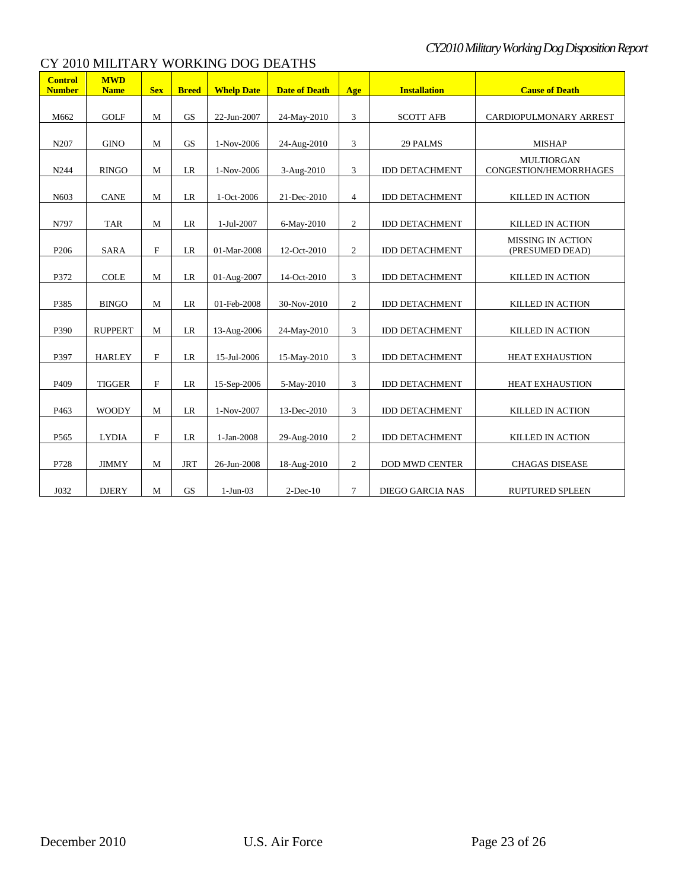# CY 2010 MILITARY WORKING DOG DEATHS

| Control Number | MWD Name | Sex | Breed | Whelp Date | Date of Death | Age | Installation | Cause of Death |
|---|---|---|---|---|---|---|---|---|
| M662 | GOLF | M | GS | 22-Jun-2007 | 24-May-2010 | 3 | SCOTT AFB | CARDIOPULMONARY ARREST |
| N207 | GINO | M | GS | 1-Nov-2006 | 24-Aug-2010 | 3 | 29 PALMS | MISHAP |
| N244 | RINGO | M | LR | 1-Nov-2006 | 3-Aug-2010 | 3 | IDD DETACHMENT | MULTIORGAN CONGESTION/HEMORRHAGES |
| N603 | CANE | M | LR | 1-Oct-2006 | 21-Dec-2010 | 4 | IDD DETACHMENT | KILLED IN ACTION |
| N797 | TAR | M | LR | 1-Jul-2007 | 6-May-2010 | 2 | IDD DETACHMENT | KILLED IN ACTION |
| P206 | SARA | F | LR | 01-Mar-2008 | 12-Oct-2010 | 2 | IDD DETACHMENT | MISSING IN ACTION (PRESUMED DEAD) |
| P372 | COLE | M | LR | 01-Aug-2007 | 14-Oct-2010 | 3 | IDD DETACHMENT | KILLED IN ACTION |
| P385 | BINGO | M | LR | 01-Feb-2008 | 30-Nov-2010 | 2 | IDD DETACHMENT | KILLED IN ACTION |
| P390 | RUPPERT | M | LR | 13-Aug-2006 | 24-May-2010 | 3 | IDD DETACHMENT | KILLED IN ACTION |
| P397 | HARLEY | F | LR | 15-Jul-2006 | 15-May-2010 | 3 | IDD DETACHMENT | HEAT EXHAUSTION |
| P409 | TIGGER | F | LR | 15-Sep-2006 | 5-May-2010 | 3 | IDD DETACHMENT | HEAT EXHAUSTION |
| P463 | WOODY | M | LR | 1-Nov-2007 | 13-Dec-2010 | 3 | IDD DETACHMENT | KILLED IN ACTION |
| P565 | LYDIA | F | LR | 1-Jan-2008 | 29-Aug-2010 | 2 | IDD DETACHMENT | KILLED IN ACTION |
| P728 | JIMMY | M | JRT | 26-Jun-2008 | 18-Aug-2010 | 2 | DOD MWD CENTER | CHAGAS DISEASE |
| J032 | DJERY | M | GS | 1-Jun-03 | 2-Dec-10 | 7 | DIEGO GARCIA NAS | RUPTURED SPLEEN |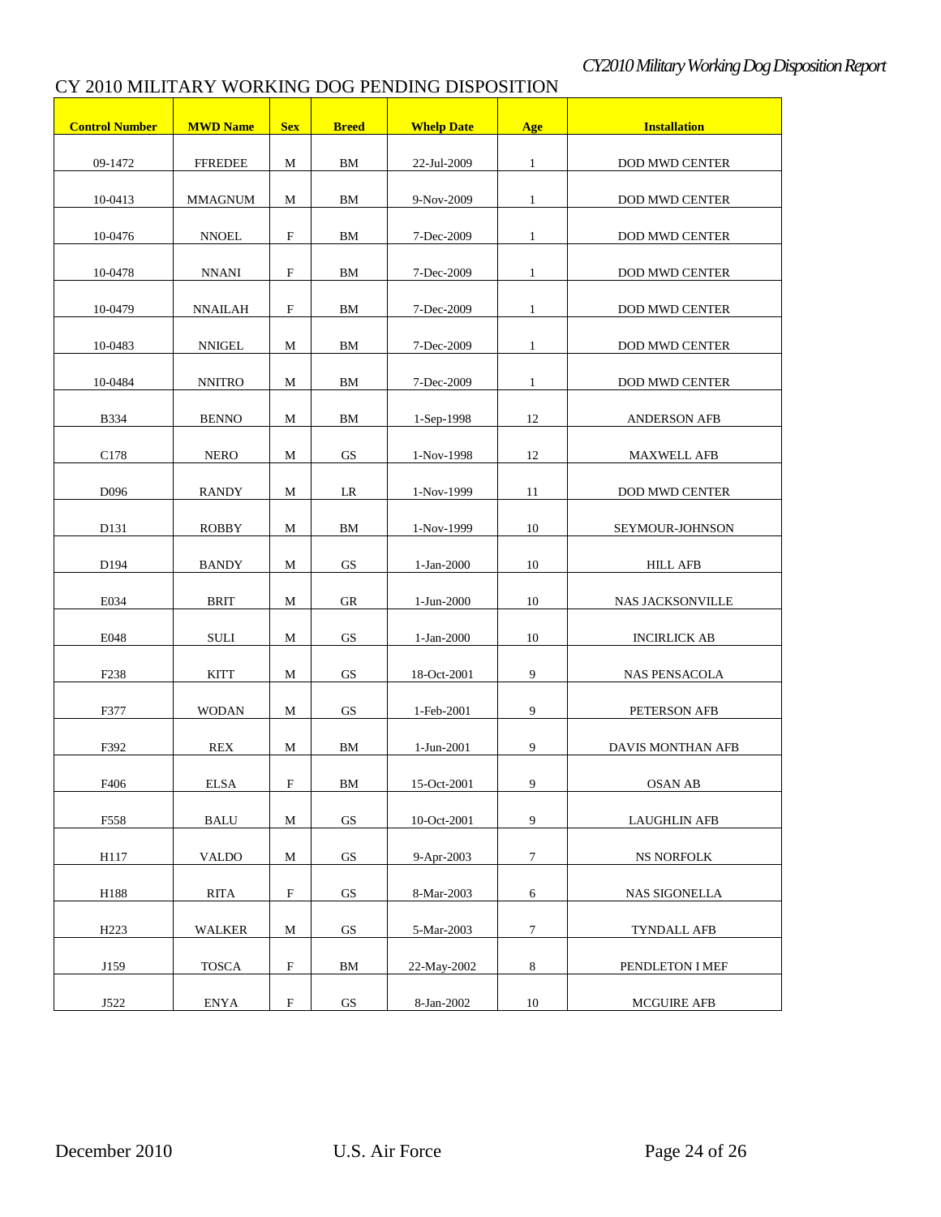# CY 2010 MILITARY WORKING DOG PENDING DISPOSITION

| Control Number | MWD Name | Sex | Breed | Whelp Date | Age | Installation |
|---|---|---|---|---|---|---|
| 09-1472 | FFREDEE | M | BM | 22-Jul-2009 | 1 | DOD MWD CENTER |
| 10-0413 | MMAGNUM | M | BM | 9-Nov-2009 | 1 | DOD MWD CENTER |
| 10-0476 | NNOEL | F | BM | 7-Dec-2009 | 1 | DOD MWD CENTER |
| 10-0478 | NNANI | F | BM | 7-Dec-2009 | 1 | DOD MWD CENTER |
| 10-0479 | NNAILAH | F | BM | 7-Dec-2009 | 1 | DOD MWD CENTER |
| 10-0483 | NNIGEL | M | BM | 7-Dec-2009 | 1 | DOD MWD CENTER |
| 10-0484 | NNITRO | M | BM | 7-Dec-2009 | 1 | DOD MWD CENTER |
| B334 | BENNO | M | BM | 1-Sep-1998 | 12 | ANDERSON AFB |
| C178 | NERO | M | GS | 1-Nov-1998 | 12 | MAXWELL AFB |
| D096 | RANDY | M | LR | 1-Nov-1999 | 11 | DOD MWD CENTER |
| D131 | ROBBY | M | BM | 1-Nov-1999 | 10 | SEYMOUR-JOHNSON |
| D194 | BANDY | M | GS | 1-Jan-2000 | 10 | HILL AFB |
| E034 | BRIT | M | GR | 1-Jun-2000 | 10 | NAS JACKSONVILLE |
| E048 | SULI | M | GS | 1-Jan-2000 | 10 | INCIRLICK AB |
| F238 | KITT | M | GS | 18-Oct-2001 | 9 | NAS PENSACOLA |
| F377 | WODAN | M | GS | 1-Feb-2001 | 9 | PETERSON AFB |
| F392 | REX | M | BM | 1-Jun-2001 | 9 | DAVIS MONTHAN AFB |
| F406 | ELSA | F | BM | 15-Oct-2001 | 9 | OSAN AB |
| F558 | BALU | M | GS | 10-Oct-2001 | 9 | LAUGHLIN AFB |
| H117 | VALDO | M | GS | 9-Apr-2003 | 7 | NS NORFOLK |
| H188 | RITA | F | GS | 8-Mar-2003 | 6 | NAS SIGONELLA |
| H223 | WALKER | M | GS | 5-Mar-2003 | 7 | TYNDALL AFB |
| J159 | TOSCA | F | BM | 22-May-2002 | 8 | PENDLETON I MEF |
| J522 | ENYA | F | GS | 8-Jan-2002 | 10 | MCGUIRE AFB |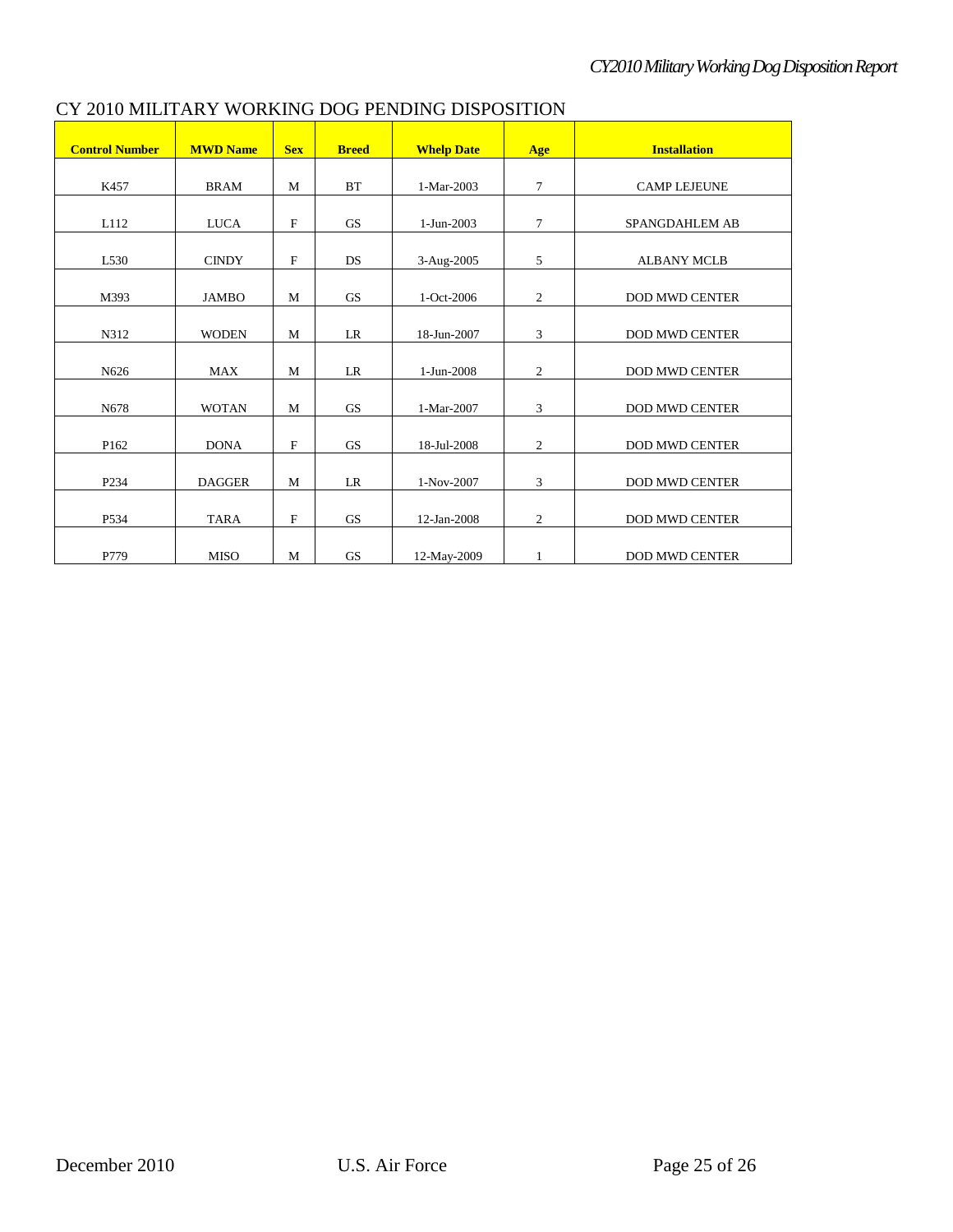## CY 2010 MILITARY WORKING DOG PENDING DISPOSITION

| Control Number | MWD Name | Sex | Breed | Whelp Date | Age | Installation |
|---|---|---|---|---|---|---|
| K457 | BRAM | M | BT | 1-Mar-2003 | 7 | CAMP LEJEUNE |
| L112 | LUCA | F | GS | 1-Jun-2003 | 7 | SPANGDAHLEM AB |
| L530 | CINDY | F | DS | 3-Aug-2005 | 5 | ALBANY MCLB |
| M393 | JAMBO | M | GS | 1-Oct-2006 | 2 | DOD MWD CENTER |
| N312 | WODEN | M | LR | 18-Jun-2007 | 3 | DOD MWD CENTER |
| N626 | MAX | M | LR | 1-Jun-2008 | 2 | DOD MWD CENTER |
| N678 | WOTAN | M | GS | 1-Mar-2007 | 3 | DOD MWD CENTER |
| P162 | DONA | F | GS | 18-Jul-2008 | 2 | DOD MWD CENTER |
| P234 | DAGGER | M | LR | 1-Nov-2007 | 3 | DOD MWD CENTER |
| P534 | TARA | F | GS | 12-Jan-2008 | 2 | DOD MWD CENTER |
| P779 | MISO | M | GS | 12-May-2009 | 1 | DOD MWD CENTER |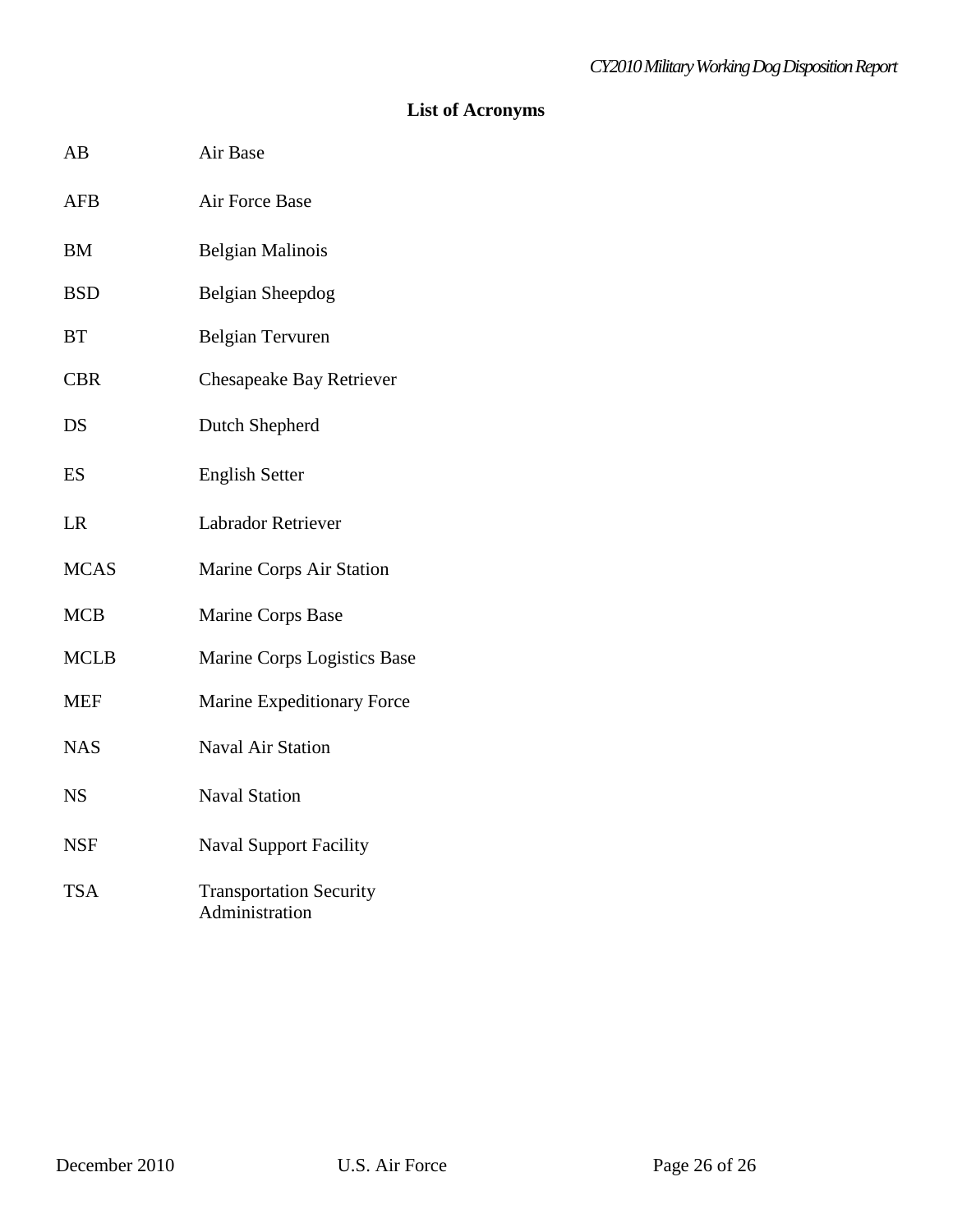## List of Acronyms

| | |
|---|---|
| AB | Air Base |
| AFB | Air Force Base |
| BM | Belgian Malinois |
| BSD | Belgian Sheepdog |
| BT | Belgian Tervuren |
| CBR | Chesapeake Bay Retriever |
| DS | Dutch Shepherd |
| ES | English Setter |
| LR | Labrador Retriever |
| MCAS | Marine Corps Air Station |
| MCB | Marine Corps Base |
| MCLB | Marine Corps Logistics Base |
| MEF | Marine Expeditionary Force |
| NAS | Naval Air Station |
| NS | Naval Station |
| NSF | Naval Support Facility |
| TSA | Transportation Security Administration |